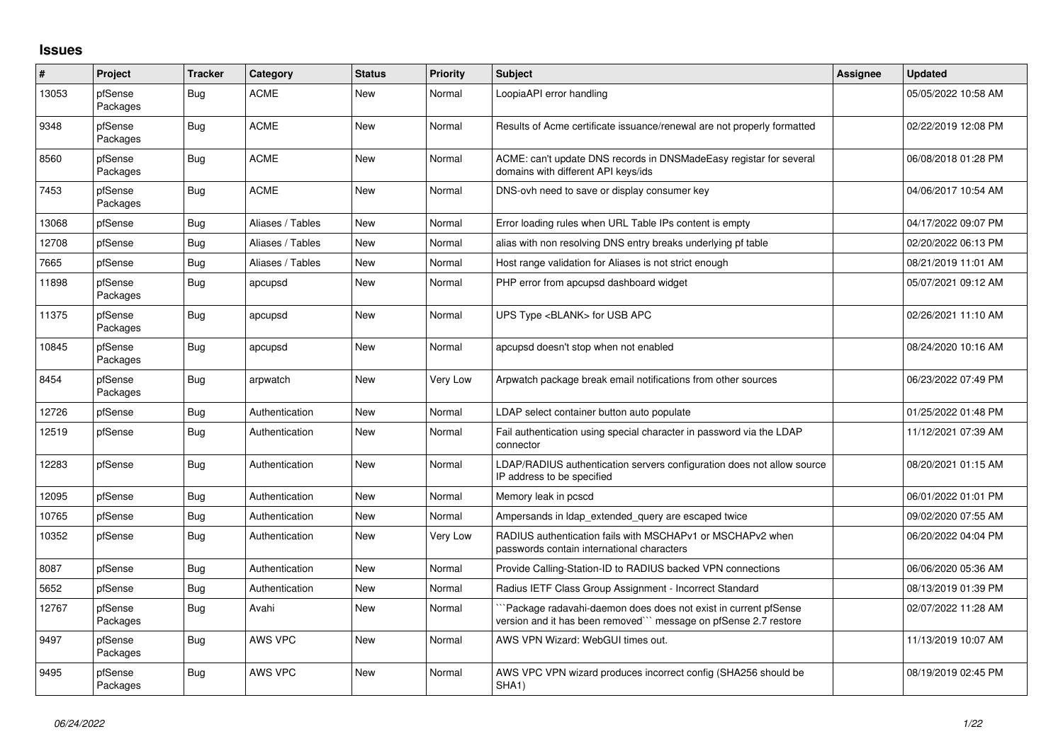## Issues

| # | Project | Tracker | Category | Status | Priority | Subject | Assignee | Updated |
|---|---|---|---|---|---|---|---|---|
| 13053 | pfSense Packages | Bug | ACME | New | Normal | LoopiaAPI error handling | | 05/05/2022 10:58 AM |
| 9348 | pfSense Packages | Bug | ACME | New | Normal | Results of Acme certificate issuance/renewal are not properly formatted | | 02/22/2019 12:08 PM |
| 8560 | pfSense Packages | Bug | ACME | New | Normal | ACME: can't update DNS records in DNSMadeEasy registar for several domains with different API keys/ids | | 06/08/2018 01:28 PM |
| 7453 | pfSense Packages | Bug | ACME | New | Normal | DNS-ovh need to save or display consumer key | | 04/06/2017 10:54 AM |
| 13068 | pfSense | Bug | Aliases / Tables | New | Normal | Error loading rules when URL Table IPs content is empty | | 04/17/2022 09:07 PM |
| 12708 | pfSense | Bug | Aliases / Tables | New | Normal | alias with non resolving DNS entry breaks underlying pf table | | 02/20/2022 06:13 PM |
| 7665 | pfSense | Bug | Aliases / Tables | New | Normal | Host range validation for Aliases is not strict enough | | 08/21/2019 11:01 AM |
| 11898 | pfSense Packages | Bug | apcupsd | New | Normal | PHP error from apcupsd dashboard widget | | 05/07/2021 09:12 AM |
| 11375 | pfSense Packages | Bug | apcupsd | New | Normal | UPS Type <BLANK> for USB APC | | 02/26/2021 11:10 AM |
| 10845 | pfSense Packages | Bug | apcupsd | New | Normal | apcupsd doesn't stop when not enabled | | 08/24/2020 10:16 AM |
| 8454 | pfSense Packages | Bug | arpwatch | New | Very Low | Arpwatch package break email notifications from other sources | | 06/23/2022 07:49 PM |
| 12726 | pfSense | Bug | Authentication | New | Normal | LDAP select container button auto populate | | 01/25/2022 01:48 PM |
| 12519 | pfSense | Bug | Authentication | New | Normal | Fail authentication using special character in password via the LDAP connector | | 11/12/2021 07:39 AM |
| 12283 | pfSense | Bug | Authentication | New | Normal | LDAP/RADIUS authentication servers configuration does not allow source IP address to be specified | | 08/20/2021 01:15 AM |
| 12095 | pfSense | Bug | Authentication | New | Normal | Memory leak in pcscd | | 06/01/2022 01:01 PM |
| 10765 | pfSense | Bug | Authentication | New | Normal | Ampersands in ldap_extended_query are escaped twice | | 09/02/2020 07:55 AM |
| 10352 | pfSense | Bug | Authentication | New | Very Low | RADIUS authentication fails with MSCHAPv1 or MSCHAPv2 when passwords contain international characters | | 06/20/2022 04:04 PM |
| 8087 | pfSense | Bug | Authentication | New | Normal | Provide Calling-Station-ID to RADIUS backed VPN connections | | 06/06/2020 05:36 AM |
| 5652 | pfSense | Bug | Authentication | New | Normal | Radius IETF Class Group Assignment - Incorrect Standard | | 08/13/2019 01:39 PM |
| 12767 | pfSense Packages | Bug | Avahi | New | Normal | ```Package radavahi-daemon does does not exist in current pfSense version and it has been removed``` message on pfSense 2.7 restore | | 02/07/2022 11:28 AM |
| 9497 | pfSense Packages | Bug | AWS VPC | New | Normal | AWS VPN Wizard: WebGUI times out. | | 11/13/2019 10:07 AM |
| 9495 | pfSense Packages | Bug | AWS VPC | New | Normal | AWS VPC VPN wizard produces incorrect config (SHA256 should be SHA1) | | 08/19/2019 02:45 PM |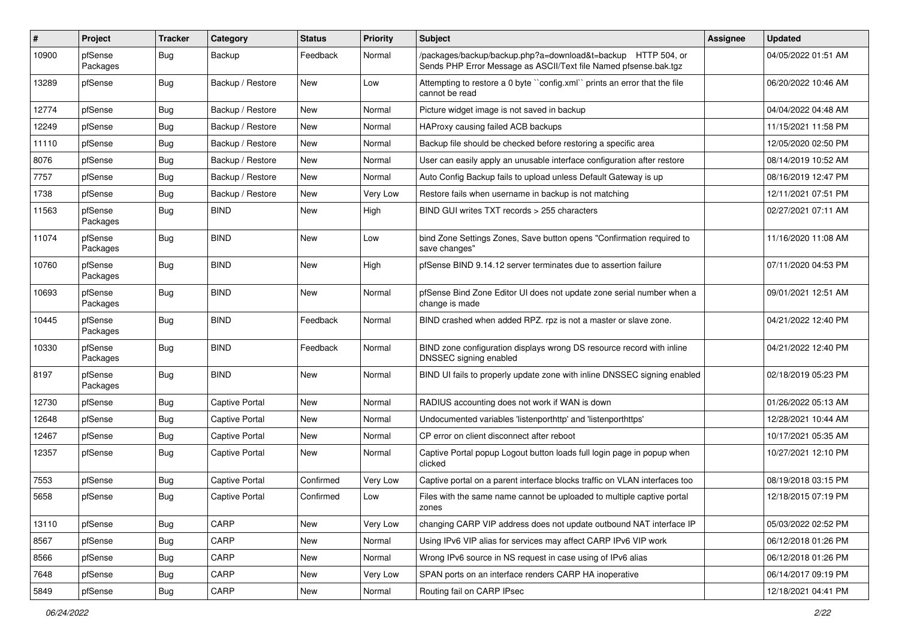| # | Project | Tracker | Category | Status | Priority | Subject | Assignee | Updated |
|---|---|---|---|---|---|---|---|---|
| 10900 | pfSense Packages | Bug | Backup | Feedback | Normal | /packages/backup/backup.php?a=download&t=backup HTTP 504, or Sends PHP Error Message as ASCII/Text file Named pfsense.bak.tgz | | 04/05/2022 01:51 AM |
| 13289 | pfSense | Bug | Backup / Restore | New | Low | Attempting to restore a 0 byte ``config.xml`` prints an error that the file cannot be read | | 06/20/2022 10:46 AM |
| 12774 | pfSense | Bug | Backup / Restore | New | Normal | Picture widget image is not saved in backup | | 04/04/2022 04:48 AM |
| 12249 | pfSense | Bug | Backup / Restore | New | Normal | HAProxy causing failed ACB backups | | 11/15/2021 11:58 PM |
| 11110 | pfSense | Bug | Backup / Restore | New | Normal | Backup file should be checked before restoring a specific area | | 12/05/2020 02:50 PM |
| 8076 | pfSense | Bug | Backup / Restore | New | Normal | User can easily apply an unusable interface configuration after restore | | 08/14/2019 10:52 AM |
| 7757 | pfSense | Bug | Backup / Restore | New | Normal | Auto Config Backup fails to upload unless Default Gateway is up | | 08/16/2019 12:47 PM |
| 1738 | pfSense | Bug | Backup / Restore | New | Very Low | Restore fails when username in backup is not matching | | 12/11/2021 07:51 PM |
| 11563 | pfSense Packages | Bug | BIND | New | High | BIND GUI writes TXT records > 255 characters | | 02/27/2021 07:11 AM |
| 11074 | pfSense Packages | Bug | BIND | New | Low | bind Zone Settings Zones, Save button opens "Confirmation required to save changes" | | 11/16/2020 11:08 AM |
| 10760 | pfSense Packages | Bug | BIND | New | High | pfSense BIND 9.14.12 server terminates due to assertion failure | | 07/11/2020 04:53 PM |
| 10693 | pfSense Packages | Bug | BIND | New | Normal | pfSense Bind Zone Editor UI does not update zone serial number when a change is made | | 09/01/2021 12:51 AM |
| 10445 | pfSense Packages | Bug | BIND | Feedback | Normal | BIND crashed when added RPZ. rpz is not a master or slave zone. | | 04/21/2022 12:40 PM |
| 10330 | pfSense Packages | Bug | BIND | Feedback | Normal | BIND zone configuration displays wrong DS resource record with inline DNSSEC signing enabled | | 04/21/2022 12:40 PM |
| 8197 | pfSense Packages | Bug | BIND | New | Normal | BIND UI fails to properly update zone with inline DNSSEC signing enabled | | 02/18/2019 05:23 PM |
| 12730 | pfSense | Bug | Captive Portal | New | Normal | RADIUS accounting does not work if WAN is down | | 01/26/2022 05:13 AM |
| 12648 | pfSense | Bug | Captive Portal | New | Normal | Undocumented variables 'listenporthttp' and 'listenporthttps' | | 12/28/2021 10:44 AM |
| 12467 | pfSense | Bug | Captive Portal | New | Normal | CP error on client disconnect after reboot | | 10/17/2021 05:35 AM |
| 12357 | pfSense | Bug | Captive Portal | New | Normal | Captive Portal popup Logout button loads full login page in popup when clicked | | 10/27/2021 12:10 PM |
| 7553 | pfSense | Bug | Captive Portal | Confirmed | Very Low | Captive portal on a parent interface blocks traffic on VLAN interfaces too | | 08/19/2018 03:15 PM |
| 5658 | pfSense | Bug | Captive Portal | Confirmed | Low | Files with the same name cannot be uploaded to multiple captive portal zones | | 12/18/2015 07:19 PM |
| 13110 | pfSense | Bug | CARP | New | Very Low | changing CARP VIP address does not update outbound NAT interface IP | | 05/03/2022 02:52 PM |
| 8567 | pfSense | Bug | CARP | New | Normal | Using IPv6 VIP alias for services may affect CARP IPv6 VIP work | | 06/12/2018 01:26 PM |
| 8566 | pfSense | Bug | CARP | New | Normal | Wrong IPv6 source in NS request in case using of IPv6 alias | | 06/12/2018 01:26 PM |
| 7648 | pfSense | Bug | CARP | New | Very Low | SPAN ports on an interface renders CARP HA inoperative | | 06/14/2017 09:19 PM |
| 5849 | pfSense | Bug | CARP | New | Normal | Routing fail on CARP IPsec | | 12/18/2021 04:41 PM |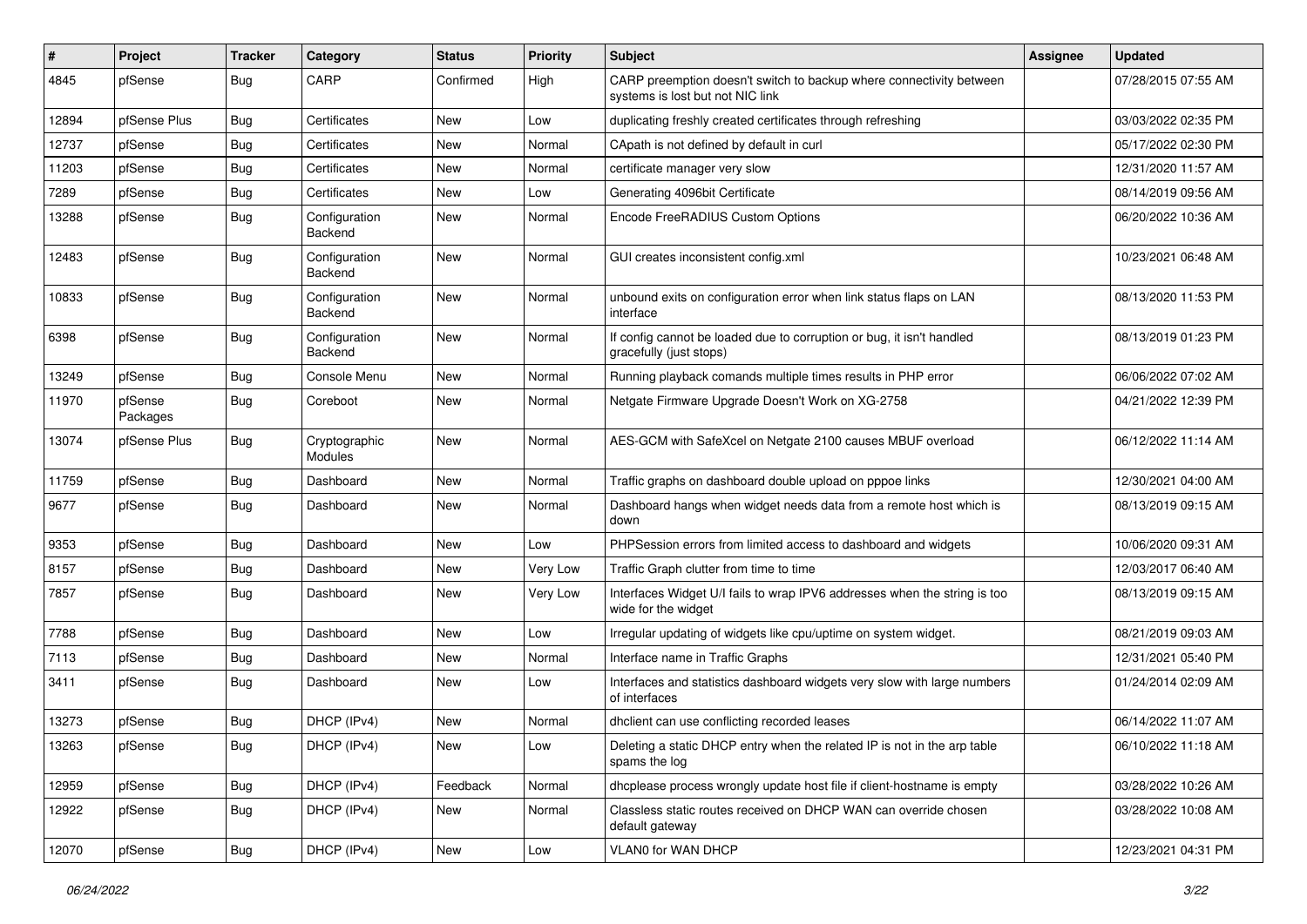| # | Project | Tracker | Category | Status | Priority | Subject | Assignee | Updated |
|---|---|---|---|---|---|---|---|---|
| 4845 | pfSense | Bug | CARP | Confirmed | High | CARP preemption doesn't switch to backup where connectivity between systems is lost but not NIC link | | 07/28/2015 07:55 AM |
| 12894 | pfSense Plus | Bug | Certificates | New | Low | duplicating freshly created certificates through refreshing | | 03/03/2022 02:35 PM |
| 12737 | pfSense | Bug | Certificates | New | Normal | CApath is not defined by default in curl | | 05/17/2022 02:30 PM |
| 11203 | pfSense | Bug | Certificates | New | Normal | certificate manager very slow | | 12/31/2020 11:57 AM |
| 7289 | pfSense | Bug | Certificates | New | Low | Generating 4096bit Certificate | | 08/14/2019 09:56 AM |
| 13288 | pfSense | Bug | Configuration Backend | New | Normal | Encode FreeRADIUS Custom Options | | 06/20/2022 10:36 AM |
| 12483 | pfSense | Bug | Configuration Backend | New | Normal | GUI creates inconsistent config.xml | | 10/23/2021 06:48 AM |
| 10833 | pfSense | Bug | Configuration Backend | New | Normal | unbound exits on configuration error when link status flaps on LAN interface | | 08/13/2020 11:53 PM |
| 6398 | pfSense | Bug | Configuration Backend | New | Normal | If config cannot be loaded due to corruption or bug, it isn't handled gracefully (just stops) | | 08/13/2019 01:23 PM |
| 13249 | pfSense | Bug | Console Menu | New | Normal | Running playback comands multiple times results in PHP error | | 06/06/2022 07:02 AM |
| 11970 | pfSense Packages | Bug | Coreboot | New | Normal | Netgate Firmware Upgrade Doesn't Work on XG-2758 | | 04/21/2022 12:39 PM |
| 13074 | pfSense Plus | Bug | Cryptographic Modules | New | Normal | AES-GCM with SafeXcel on Netgate 2100 causes MBUF overload | | 06/12/2022 11:14 AM |
| 11759 | pfSense | Bug | Dashboard | New | Normal | Traffic graphs on dashboard double upload on pppoe links | | 12/30/2021 04:00 AM |
| 9677 | pfSense | Bug | Dashboard | New | Normal | Dashboard hangs when widget needs data from a remote host which is down | | 08/13/2019 09:15 AM |
| 9353 | pfSense | Bug | Dashboard | New | Low | PHPSession errors from limited access to dashboard and widgets | | 10/06/2020 09:31 AM |
| 8157 | pfSense | Bug | Dashboard | New | Very Low | Traffic Graph clutter from time to time | | 12/03/2017 06:40 AM |
| 7857 | pfSense | Bug | Dashboard | New | Very Low | Interfaces Widget U/I fails to wrap IPV6 addresses when the string is too wide for the widget | | 08/13/2019 09:15 AM |
| 7788 | pfSense | Bug | Dashboard | New | Low | Irregular updating of widgets like cpu/uptime on system widget. | | 08/21/2019 09:03 AM |
| 7113 | pfSense | Bug | Dashboard | New | Normal | Interface name in Traffic Graphs | | 12/31/2021 05:40 PM |
| 3411 | pfSense | Bug | Dashboard | New | Low | Interfaces and statistics dashboard widgets very slow with large numbers of interfaces | | 01/24/2014 02:09 AM |
| 13273 | pfSense | Bug | DHCP (IPv4) | New | Normal | dhclient can use conflicting recorded leases | | 06/14/2022 11:07 AM |
| 13263 | pfSense | Bug | DHCP (IPv4) | New | Low | Deleting a static DHCP entry when the related IP is not in the arp table spams the log | | 06/10/2022 11:18 AM |
| 12959 | pfSense | Bug | DHCP (IPv4) | Feedback | Normal | dhcplease process wrongly update host file if client-hostname is empty | | 03/28/2022 10:26 AM |
| 12922 | pfSense | Bug | DHCP (IPv4) | New | Normal | Classless static routes received on DHCP WAN can override chosen default gateway | | 03/28/2022 10:08 AM |
| 12070 | pfSense | Bug | DHCP (IPv4) | New | Low | VLAN0 for WAN DHCP | | 12/23/2021 04:31 PM |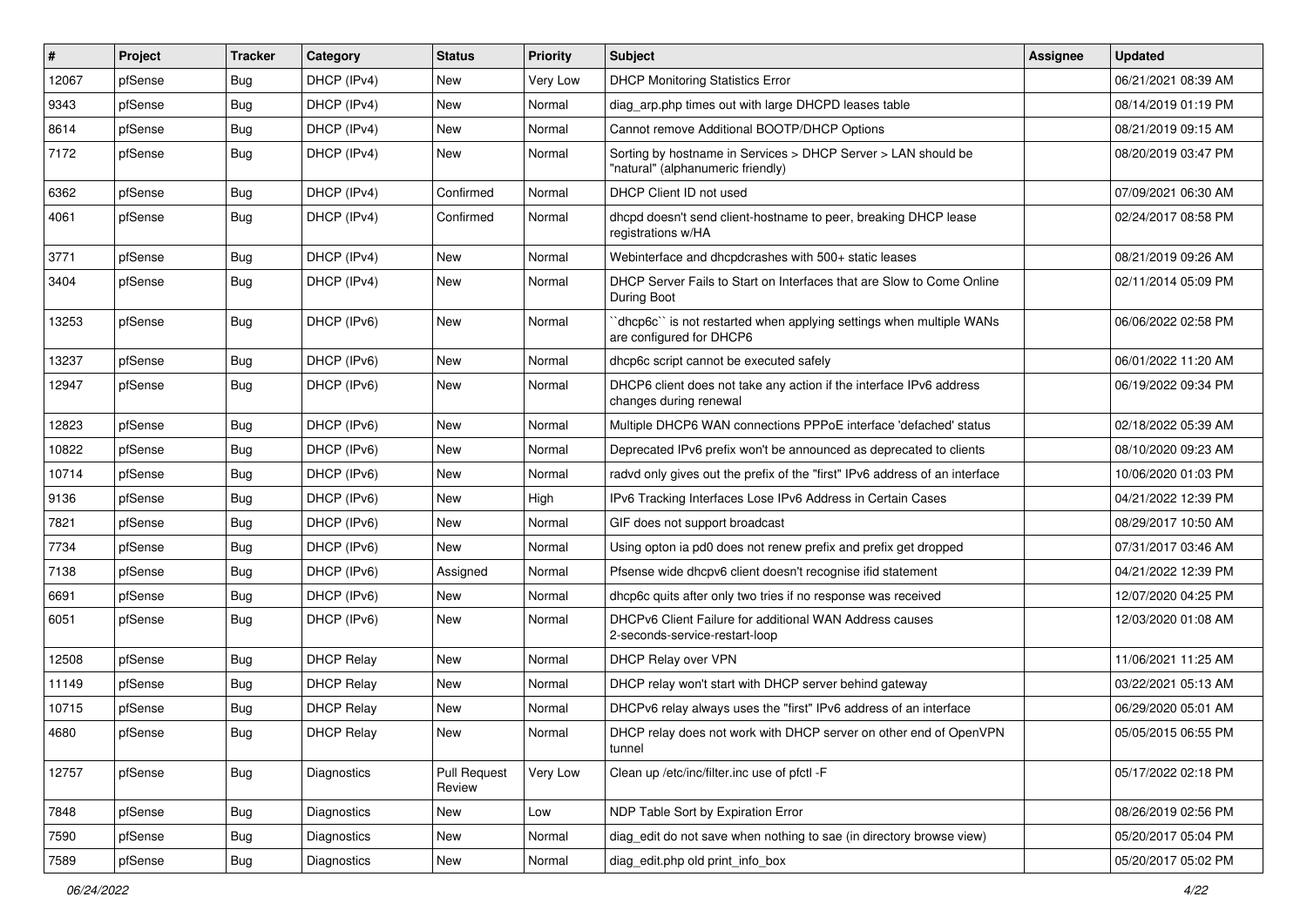| # | Project | Tracker | Category | Status | Priority | Subject | Assignee | Updated |
|---|---|---|---|---|---|---|---|---|
| 12067 | pfSense | Bug | DHCP (IPv4) | New | Very Low | DHCP Monitoring Statistics Error | | 06/21/2021 08:39 AM |
| 9343 | pfSense | Bug | DHCP (IPv4) | New | Normal | diag_arp.php times out with large DHCPD leases table | | 08/14/2019 01:19 PM |
| 8614 | pfSense | Bug | DHCP (IPv4) | New | Normal | Cannot remove Additional BOOTP/DHCP Options | | 08/21/2019 09:15 AM |
| 7172 | pfSense | Bug | DHCP (IPv4) | New | Normal | Sorting by hostname in Services > DHCP Server > LAN should be "natural" (alphanumeric friendly) | | 08/20/2019 03:47 PM |
| 6362 | pfSense | Bug | DHCP (IPv4) | Confirmed | Normal | DHCP Client ID not used | | 07/09/2021 06:30 AM |
| 4061 | pfSense | Bug | DHCP (IPv4) | Confirmed | Normal | dhcpd doesn't send client-hostname to peer, breaking DHCP lease registrations w/HA | | 02/24/2017 08:58 PM |
| 3771 | pfSense | Bug | DHCP (IPv4) | New | Normal | Webinterface and dhcpdcrashes with 500+ static leases | | 08/21/2019 09:26 AM |
| 3404 | pfSense | Bug | DHCP (IPv4) | New | Normal | DHCP Server Fails to Start on Interfaces that are Slow to Come Online During Boot | | 02/11/2014 05:09 PM |
| 13253 | pfSense | Bug | DHCP (IPv6) | New | Normal | ``dhcp6c`` is not restarted when applying settings when multiple WANs are configured for DHCP6 | | 06/06/2022 02:58 PM |
| 13237 | pfSense | Bug | DHCP (IPv6) | New | Normal | dhcp6c script cannot be executed safely | | 06/01/2022 11:20 AM |
| 12947 | pfSense | Bug | DHCP (IPv6) | New | Normal | DHCP6 client does not take any action if the interface IPv6 address changes during renewal | | 06/19/2022 09:34 PM |
| 12823 | pfSense | Bug | DHCP (IPv6) | New | Normal | Multiple DHCP6 WAN connections PPPoE interface 'defached' status | | 02/18/2022 05:39 AM |
| 10822 | pfSense | Bug | DHCP (IPv6) | New | Normal | Deprecated IPv6 prefix won't be announced as deprecated to clients | | 08/10/2020 09:23 AM |
| 10714 | pfSense | Bug | DHCP (IPv6) | New | Normal | radvd only gives out the prefix of the "first" IPv6 address of an interface | | 10/06/2020 01:03 PM |
| 9136 | pfSense | Bug | DHCP (IPv6) | New | High | IPv6 Tracking Interfaces Lose IPv6 Address in Certain Cases | | 04/21/2022 12:39 PM |
| 7821 | pfSense | Bug | DHCP (IPv6) | New | Normal | GIF does not support broadcast | | 08/29/2017 10:50 AM |
| 7734 | pfSense | Bug | DHCP (IPv6) | New | Normal | Using opton ia pd0 does not renew prefix and prefix get dropped | | 07/31/2017 03:46 AM |
| 7138 | pfSense | Bug | DHCP (IPv6) | Assigned | Normal | Pfsense wide dhcpv6 client doesn't recognise ifid statement | | 04/21/2022 12:39 PM |
| 6691 | pfSense | Bug | DHCP (IPv6) | New | Normal | dhcp6c quits after only two tries if no response was received | | 12/07/2020 04:25 PM |
| 6051 | pfSense | Bug | DHCP (IPv6) | New | Normal | DHCPv6 Client Failure for additional WAN Address causes 2-seconds-service-restart-loop | | 12/03/2020 01:08 AM |
| 12508 | pfSense | Bug | DHCP Relay | New | Normal | DHCP Relay over VPN | | 11/06/2021 11:25 AM |
| 11149 | pfSense | Bug | DHCP Relay | New | Normal | DHCP relay won't start with DHCP server behind gateway | | 03/22/2021 05:13 AM |
| 10715 | pfSense | Bug | DHCP Relay | New | Normal | DHCPv6 relay always uses the "first" IPv6 address of an interface | | 06/29/2020 05:01 AM |
| 4680 | pfSense | Bug | DHCP Relay | New | Normal | DHCP relay does not work with DHCP server on other end of OpenVPN tunnel | | 05/05/2015 06:55 PM |
| 12757 | pfSense | Bug | Diagnostics | Pull Request Review | Very Low | Clean up /etc/inc/filter.inc use of pfctl -F | | 05/17/2022 02:18 PM |
| 7848 | pfSense | Bug | Diagnostics | New | Low | NDP Table Sort by Expiration Error | | 08/26/2019 02:56 PM |
| 7590 | pfSense | Bug | Diagnostics | New | Normal | diag_edit do not save when nothing to sae (in directory browse view) | | 05/20/2017 05:04 PM |
| 7589 | pfSense | Bug | Diagnostics | New | Normal | diag_edit.php old print_info_box | | 05/20/2017 05:02 PM |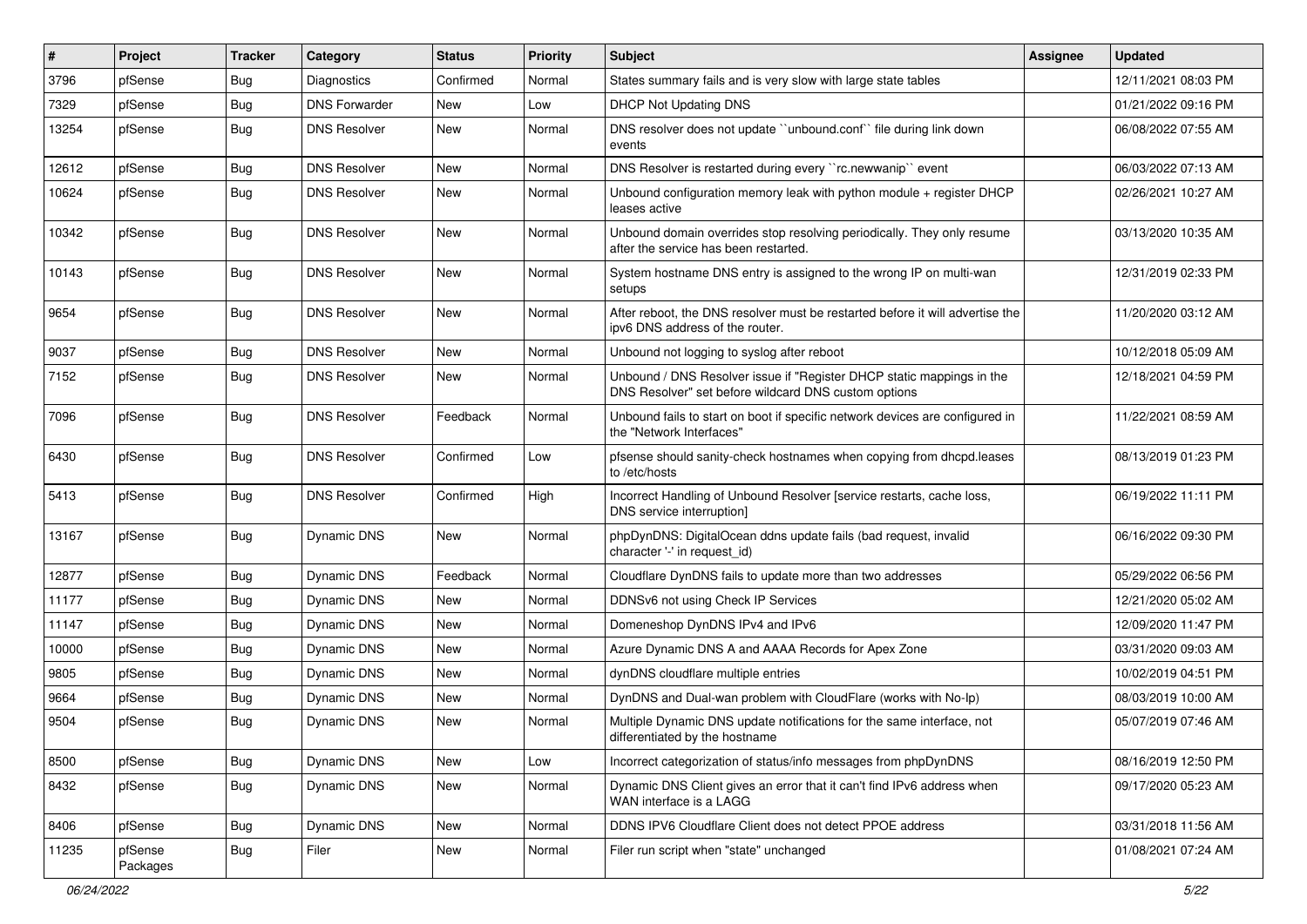| # | Project | Tracker | Category | Status | Priority | Subject | Assignee | Updated |
|---|---|---|---|---|---|---|---|---|
| 3796 | pfSense | Bug | Diagnostics | Confirmed | Normal | States summary fails and is very slow with large state tables | | 12/11/2021 08:03 PM |
| 7329 | pfSense | Bug | DNS Forwarder | New | Low | DHCP Not Updating DNS | | 01/21/2022 09:16 PM |
| 13254 | pfSense | Bug | DNS Resolver | New | Normal | DNS resolver does not update ``unbound.conf`` file during link down events | | 06/08/2022 07:55 AM |
| 12612 | pfSense | Bug | DNS Resolver | New | Normal | DNS Resolver is restarted during every ``rc.newwanip`` event | | 06/03/2022 07:13 AM |
| 10624 | pfSense | Bug | DNS Resolver | New | Normal | Unbound configuration memory leak with python module + register DHCP leases active | | 02/26/2021 10:27 AM |
| 10342 | pfSense | Bug | DNS Resolver | New | Normal | Unbound domain overrides stop resolving periodically. They only resume after the service has been restarted. | | 03/13/2020 10:35 AM |
| 10143 | pfSense | Bug | DNS Resolver | New | Normal | System hostname DNS entry is assigned to the wrong IP on multi-wan setups | | 12/31/2019 02:33 PM |
| 9654 | pfSense | Bug | DNS Resolver | New | Normal | After reboot, the DNS resolver must be restarted before it will advertise the ipv6 DNS address of the router. | | 11/20/2020 03:12 AM |
| 9037 | pfSense | Bug | DNS Resolver | New | Normal | Unbound not logging to syslog after reboot | | 10/12/2018 05:09 AM |
| 7152 | pfSense | Bug | DNS Resolver | New | Normal | Unbound / DNS Resolver issue if "Register DHCP static mappings in the DNS Resolver" set before wildcard DNS custom options | | 12/18/2021 04:59 PM |
| 7096 | pfSense | Bug | DNS Resolver | Feedback | Normal | Unbound fails to start on boot if specific network devices are configured in the "Network Interfaces" | | 11/22/2021 08:59 AM |
| 6430 | pfSense | Bug | DNS Resolver | Confirmed | Low | pfsense should sanity-check hostnames when copying from dhcpd.leases to /etc/hosts | | 08/13/2019 01:23 PM |
| 5413 | pfSense | Bug | DNS Resolver | Confirmed | High | Incorrect Handling of Unbound Resolver [service restarts, cache loss, DNS service interruption] | | 06/19/2022 11:11 PM |
| 13167 | pfSense | Bug | Dynamic DNS | New | Normal | phpDynDNS: DigitalOcean ddns update fails (bad request, invalid character '-' in request_id) | | 06/16/2022 09:30 PM |
| 12877 | pfSense | Bug | Dynamic DNS | Feedback | Normal | Cloudflare DynDNS fails to update more than two addresses | | 05/29/2022 06:56 PM |
| 11177 | pfSense | Bug | Dynamic DNS | New | Normal | DDNSv6 not using Check IP Services | | 12/21/2020 05:02 AM |
| 11147 | pfSense | Bug | Dynamic DNS | New | Normal | Domeneshop DynDNS IPv4 and IPv6 | | 12/09/2020 11:47 PM |
| 10000 | pfSense | Bug | Dynamic DNS | New | Normal | Azure Dynamic DNS A and AAAA Records for Apex Zone | | 03/31/2020 09:03 AM |
| 9805 | pfSense | Bug | Dynamic DNS | New | Normal | dynDNS cloudflare multiple entries | | 10/02/2019 04:51 PM |
| 9664 | pfSense | Bug | Dynamic DNS | New | Normal | DynDNS and Dual-wan problem with CloudFlare (works with No-Ip) | | 08/03/2019 10:00 AM |
| 9504 | pfSense | Bug | Dynamic DNS | New | Normal | Multiple Dynamic DNS update notifications for the same interface, not differentiated by the hostname | | 05/07/2019 07:46 AM |
| 8500 | pfSense | Bug | Dynamic DNS | New | Low | Incorrect categorization of status/info messages from phpDynDNS | | 08/16/2019 12:50 PM |
| 8432 | pfSense | Bug | Dynamic DNS | New | Normal | Dynamic DNS Client gives an error that it can't find IPv6 address when WAN interface is a LAGG | | 09/17/2020 05:23 AM |
| 8406 | pfSense | Bug | Dynamic DNS | New | Normal | DDNS IPV6 Cloudflare Client does not detect PPOE address | | 03/31/2018 11:56 AM |
| 11235 | pfSense Packages | Bug | Filer | New | Normal | Filer run script when "state" unchanged | | 01/08/2021 07:24 AM |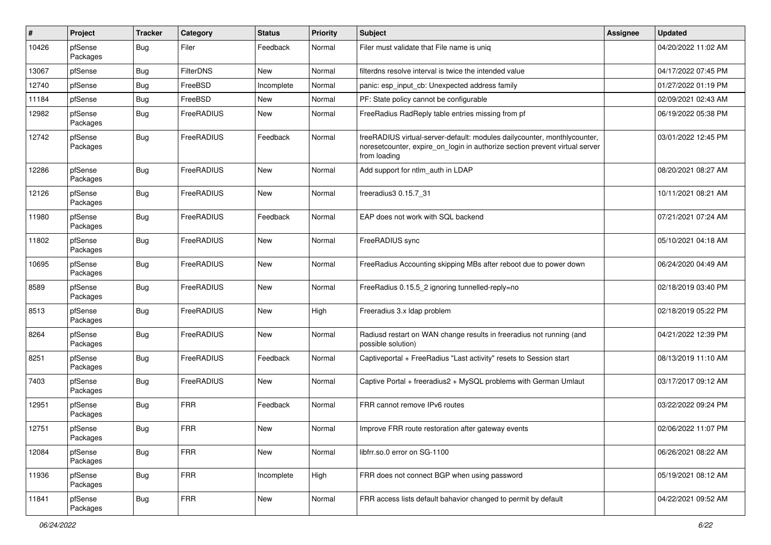| # | Project | Tracker | Category | Status | Priority | Subject | Assignee | Updated |
|---|---|---|---|---|---|---|---|---|
| 10426 | pfSense Packages | Bug | Filer | Feedback | Normal | Filer must validate that File name is uniq | | 04/20/2022 11:02 AM |
| 13067 | pfSense | Bug | FilterDNS | New | Normal | filterdns resolve interval is twice the intended value | | 04/17/2022 07:45 PM |
| 12740 | pfSense | Bug | FreeBSD | Incomplete | Normal | panic: esp_input_cb: Unexpected address family | | 01/27/2022 01:19 PM |
| 11184 | pfSense | Bug | FreeBSD | New | Normal | PF: State policy cannot be configurable | | 02/09/2021 02:43 AM |
| 12982 | pfSense Packages | Bug | FreeRADIUS | New | Normal | FreeRadius RadReply table entries missing from pf | | 06/19/2022 05:38 PM |
| 12742 | pfSense Packages | Bug | FreeRADIUS | Feedback | Normal | freeRADIUS virtual-server-default: modules dailycounter, monthlycounter, noresetcounter, expire_on_login in authorize section prevent virtual server from loading | | 03/01/2022 12:45 PM |
| 12286 | pfSense Packages | Bug | FreeRADIUS | New | Normal | Add support for ntlm_auth in LDAP | | 08/20/2021 08:27 AM |
| 12126 | pfSense Packages | Bug | FreeRADIUS | New | Normal | freeradius3 0.15.7_31 | | 10/11/2021 08:21 AM |
| 11980 | pfSense Packages | Bug | FreeRADIUS | Feedback | Normal | EAP does not work with SQL backend | | 07/21/2021 07:24 AM |
| 11802 | pfSense Packages | Bug | FreeRADIUS | New | Normal | FreeRADIUS sync | | 05/10/2021 04:18 AM |
| 10695 | pfSense Packages | Bug | FreeRADIUS | New | Normal | FreeRadius Accounting skipping MBs after reboot due to power down | | 06/24/2020 04:49 AM |
| 8589 | pfSense Packages | Bug | FreeRADIUS | New | Normal | FreeRadius 0.15.5_2 ignoring tunnelled-reply=no | | 02/18/2019 03:40 PM |
| 8513 | pfSense Packages | Bug | FreeRADIUS | New | High | Freeradius 3.x ldap problem | | 02/18/2019 05:22 PM |
| 8264 | pfSense Packages | Bug | FreeRADIUS | New | Normal | Radiusd restart on WAN change results in freeradius not running (and possible solution) | | 04/21/2022 12:39 PM |
| 8251 | pfSense Packages | Bug | FreeRADIUS | Feedback | Normal | Captiveportal + FreeRadius "Last activity" resets to Session start | | 08/13/2019 11:10 AM |
| 7403 | pfSense Packages | Bug | FreeRADIUS | New | Normal | Captive Portal + freeradius2 + MySQL problems with German Umlaut | | 03/17/2017 09:12 AM |
| 12951 | pfSense Packages | Bug | FRR | Feedback | Normal | FRR cannot remove IPv6 routes | | 03/22/2022 09:24 PM |
| 12751 | pfSense Packages | Bug | FRR | New | Normal | Improve FRR route restoration after gateway events | | 02/06/2022 11:07 PM |
| 12084 | pfSense Packages | Bug | FRR | New | Normal | libfrr.so.0 error on SG-1100 | | 06/26/2021 08:22 AM |
| 11936 | pfSense Packages | Bug | FRR | Incomplete | High | FRR does not connect BGP when using password | | 05/19/2021 08:12 AM |
| 11841 | pfSense Packages | Bug | FRR | New | Normal | FRR access lists default bahavior changed to permit by default | | 04/22/2021 09:52 AM |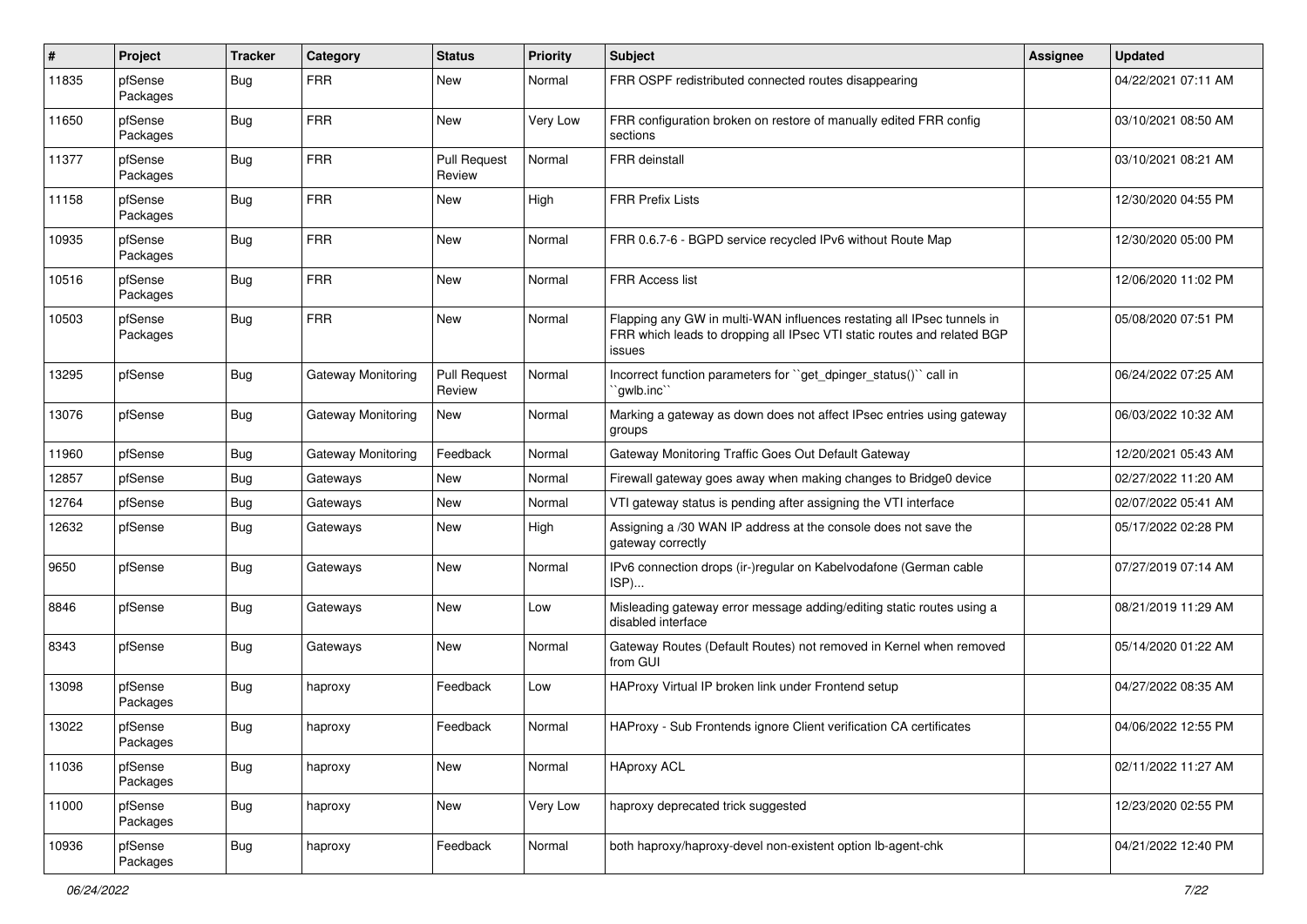| # | Project | Tracker | Category | Status | Priority | Subject | Assignee | Updated |
|---|---|---|---|---|---|---|---|---|
| 11835 | pfSense Packages | Bug | FRR | New | Normal | FRR OSPF redistributed connected routes disappearing | | 04/22/2021 07:11 AM |
| 11650 | pfSense Packages | Bug | FRR | New | Very Low | FRR configuration broken on restore of manually edited FRR config sections | | 03/10/2021 08:50 AM |
| 11377 | pfSense Packages | Bug | FRR | Pull Request Review | Normal | FRR deinstall | | 03/10/2021 08:21 AM |
| 11158 | pfSense Packages | Bug | FRR | New | High | FRR Prefix Lists | | 12/30/2020 04:55 PM |
| 10935 | pfSense Packages | Bug | FRR | New | Normal | FRR 0.6.7-6 - BGPD service recycled IPv6 without Route Map | | 12/30/2020 05:00 PM |
| 10516 | pfSense Packages | Bug | FRR | New | Normal | FRR Access list | | 12/06/2020 11:02 PM |
| 10503 | pfSense Packages | Bug | FRR | New | Normal | Flapping any GW in multi-WAN influences restating all IPsec tunnels in FRR which leads to dropping all IPsec VTI static routes and related BGP issues | | 05/08/2020 07:51 PM |
| 13295 | pfSense | Bug | Gateway Monitoring | Pull Request Review | Normal | Incorrect function parameters for ``get_dpinger_status()`` call in ``gwlb.inc`` | | 06/24/2022 07:25 AM |
| 13076 | pfSense | Bug | Gateway Monitoring | New | Normal | Marking a gateway as down does not affect IPsec entries using gateway groups | | 06/03/2022 10:32 AM |
| 11960 | pfSense | Bug | Gateway Monitoring | Feedback | Normal | Gateway Monitoring Traffic Goes Out Default Gateway | | 12/20/2021 05:43 AM |
| 12857 | pfSense | Bug | Gateways | New | Normal | Firewall gateway goes away when making changes to Bridge0 device | | 02/27/2022 11:20 AM |
| 12764 | pfSense | Bug | Gateways | New | Normal | VTI gateway status is pending after assigning the VTI interface | | 02/07/2022 05:41 AM |
| 12632 | pfSense | Bug | Gateways | New | High | Assigning a /30 WAN IP address at the console does not save the gateway correctly | | 05/17/2022 02:28 PM |
| 9650 | pfSense | Bug | Gateways | New | Normal | IPv6 connection drops (ir-)regular on Kabelvodafone (German cable ISP)... | | 07/27/2019 07:14 AM |
| 8846 | pfSense | Bug | Gateways | New | Low | Misleading gateway error message adding/editing static routes using a disabled interface | | 08/21/2019 11:29 AM |
| 8343 | pfSense | Bug | Gateways | New | Normal | Gateway Routes (Default Routes) not removed in Kernel when removed from GUI | | 05/14/2020 01:22 AM |
| 13098 | pfSense Packages | Bug | haproxy | Feedback | Low | HAProxy Virtual IP broken link under Frontend setup | | 04/27/2022 08:35 AM |
| 13022 | pfSense Packages | Bug | haproxy | Feedback | Normal | HAProxy - Sub Frontends ignore Client verification CA certificates | | 04/06/2022 12:55 PM |
| 11036 | pfSense Packages | Bug | haproxy | New | Normal | HAproxy ACL | | 02/11/2022 11:27 AM |
| 11000 | pfSense Packages | Bug | haproxy | New | Very Low | haproxy deprecated trick suggested | | 12/23/2020 02:55 PM |
| 10936 | pfSense Packages | Bug | haproxy | Feedback | Normal | both haproxy/haproxy-devel non-existent option lb-agent-chk | | 04/21/2022 12:40 PM |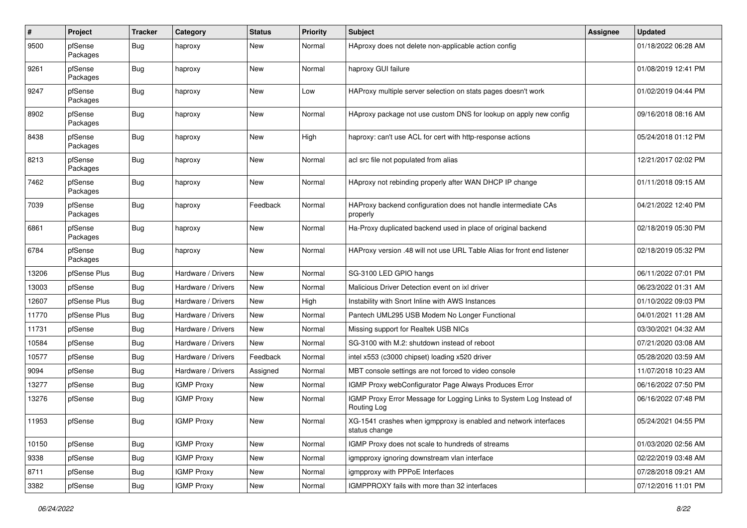| # | Project | Tracker | Category | Status | Priority | Subject | Assignee | Updated |
|---|---|---|---|---|---|---|---|---|
| 9500 | pfSense Packages | Bug | haproxy | New | Normal | HAproxy does not delete non-applicable action config | | 01/18/2022 06:28 AM |
| 9261 | pfSense Packages | Bug | haproxy | New | Normal | haproxy GUI failure | | 01/08/2019 12:41 PM |
| 9247 | pfSense Packages | Bug | haproxy | New | Low | HAProxy multiple server selection on stats pages doesn't work | | 01/02/2019 04:44 PM |
| 8902 | pfSense Packages | Bug | haproxy | New | Normal | HAproxy package not use custom DNS for lookup on apply new config | | 09/16/2018 08:16 AM |
| 8438 | pfSense Packages | Bug | haproxy | New | High | haproxy: can't use ACL for cert with http-response actions | | 05/24/2018 01:12 PM |
| 8213 | pfSense Packages | Bug | haproxy | New | Normal | acl src file not populated from alias | | 12/21/2017 02:02 PM |
| 7462 | pfSense Packages | Bug | haproxy | New | Normal | HAproxy not rebinding properly after WAN DHCP IP change | | 01/11/2018 09:15 AM |
| 7039 | pfSense Packages | Bug | haproxy | Feedback | Normal | HAProxy backend configuration does not handle intermediate CAs properly | | 04/21/2022 12:40 PM |
| 6861 | pfSense Packages | Bug | haproxy | New | Normal | Ha-Proxy duplicated backend used in place of original backend | | 02/18/2019 05:30 PM |
| 6784 | pfSense Packages | Bug | haproxy | New | Normal | HAProxy version .48 will not use URL Table Alias for front end listener | | 02/18/2019 05:32 PM |
| 13206 | pfSense Plus | Bug | Hardware / Drivers | New | Normal | SG-3100 LED GPIO hangs | | 06/11/2022 07:01 PM |
| 13003 | pfSense | Bug | Hardware / Drivers | New | Normal | Malicious Driver Detection event on ixl driver | | 06/23/2022 01:31 AM |
| 12607 | pfSense Plus | Bug | Hardware / Drivers | New | High | Instability with Snort Inline with AWS Instances | | 01/10/2022 09:03 PM |
| 11770 | pfSense Plus | Bug | Hardware / Drivers | New | Normal | Pantech UML295 USB Modem No Longer Functional | | 04/01/2021 11:28 AM |
| 11731 | pfSense | Bug | Hardware / Drivers | New | Normal | Missing support for Realtek USB NICs | | 03/30/2021 04:32 AM |
| 10584 | pfSense | Bug | Hardware / Drivers | New | Normal | SG-3100 with M.2: shutdown instead of reboot | | 07/21/2020 03:08 AM |
| 10577 | pfSense | Bug | Hardware / Drivers | Feedback | Normal | intel x553 (c3000 chipset) loading x520 driver | | 05/28/2020 03:59 AM |
| 9094 | pfSense | Bug | Hardware / Drivers | Assigned | Normal | MBT console settings are not forced to video console | | 11/07/2018 10:23 AM |
| 13277 | pfSense | Bug | IGMP Proxy | New | Normal | IGMP Proxy webConfigurator Page Always Produces Error | | 06/16/2022 07:50 PM |
| 13276 | pfSense | Bug | IGMP Proxy | New | Normal | IGMP Proxy Error Message for Logging Links to System Log Instead of Routing Log | | 06/16/2022 07:48 PM |
| 11953 | pfSense | Bug | IGMP Proxy | New | Normal | XG-1541 crashes when igmpproxy is enabled and network interfaces status change | | 05/24/2021 04:55 PM |
| 10150 | pfSense | Bug | IGMP Proxy | New | Normal | IGMP Proxy does not scale to hundreds of streams | | 01/03/2020 02:56 AM |
| 9338 | pfSense | Bug | IGMP Proxy | New | Normal | igmpproxy ignoring downstream vlan interface | | 02/22/2019 03:48 AM |
| 8711 | pfSense | Bug | IGMP Proxy | New | Normal | igmpproxy with PPPoE Interfaces | | 07/28/2018 09:21 AM |
| 3382 | pfSense | Bug | IGMP Proxy | New | Normal | IGMPPROXY fails with more than 32 interfaces | | 07/12/2016 11:01 PM |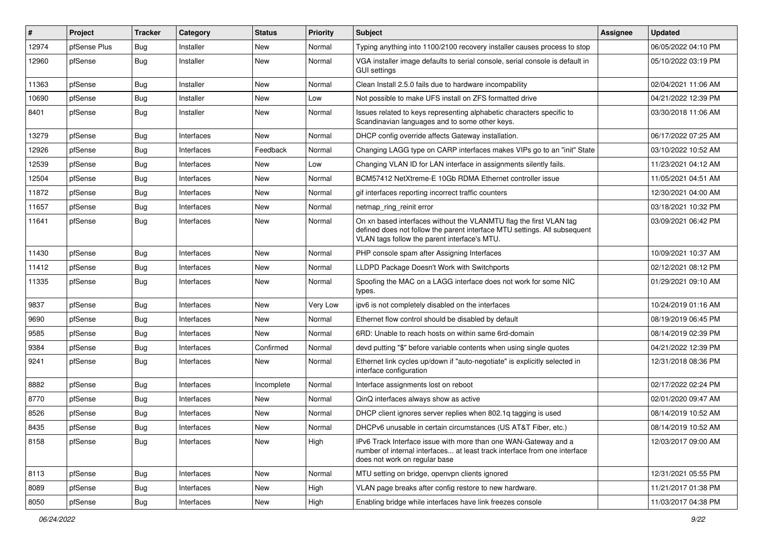| # | Project | Tracker | Category | Status | Priority | Subject | Assignee | Updated |
|---|---|---|---|---|---|---|---|---|
| 12974 | pfSense Plus | Bug | Installer | New | Normal | Typing anything into 1100/2100 recovery installer causes process to stop | | 06/05/2022 04:10 PM |
| 12960 | pfSense | Bug | Installer | New | Normal | VGA installer image defaults to serial console, serial console is default in GUI settings | | 05/10/2022 03:19 PM |
| 11363 | pfSense | Bug | Installer | New | Normal | Clean Install 2.5.0 fails due to hardware incompability | | 02/04/2021 11:06 AM |
| 10690 | pfSense | Bug | Installer | New | Low | Not possible to make UFS install on ZFS formatted drive | | 04/21/2022 12:39 PM |
| 8401 | pfSense | Bug | Installer | New | Normal | Issues related to keys representing alphabetic characters specific to Scandinavian languages and to some other keys. | | 03/30/2018 11:06 AM |
| 13279 | pfSense | Bug | Interfaces | New | Normal | DHCP config override affects Gateway installation. | | 06/17/2022 07:25 AM |
| 12926 | pfSense | Bug | Interfaces | Feedback | Normal | Changing LAGG type on CARP interfaces makes VIPs go to an "init" State | | 03/10/2022 10:52 AM |
| 12539 | pfSense | Bug | Interfaces | New | Low | Changing VLAN ID for LAN interface in assignments silently fails. | | 11/23/2021 04:12 AM |
| 12504 | pfSense | Bug | Interfaces | New | Normal | BCM57412 NetXtreme-E 10Gb RDMA Ethernet controller issue | | 11/05/2021 04:51 AM |
| 11872 | pfSense | Bug | Interfaces | New | Normal | gif interfaces reporting incorrect traffic counters | | 12/30/2021 04:00 AM |
| 11657 | pfSense | Bug | Interfaces | New | Normal | netmap_ring_reinit error | | 03/18/2021 10:32 PM |
| 11641 | pfSense | Bug | Interfaces | New | Normal | On xn based interfaces without the VLANMTU flag the first VLAN tag defined does not follow the parent interface MTU settings. All subsequent VLAN tags follow the parent interface's MTU. | | 03/09/2021 06:42 PM |
| 11430 | pfSense | Bug | Interfaces | New | Normal | PHP console spam after Assigning Interfaces | | 10/09/2021 10:37 AM |
| 11412 | pfSense | Bug | Interfaces | New | Normal | LLDPD Package Doesn't Work with Switchports | | 02/12/2021 08:12 PM |
| 11335 | pfSense | Bug | Interfaces | New | Normal | Spoofing the MAC on a LAGG interface does not work for some NIC types. | | 01/29/2021 09:10 AM |
| 9837 | pfSense | Bug | Interfaces | New | Very Low | ipv6 is not completely disabled on the interfaces | | 10/24/2019 01:16 AM |
| 9690 | pfSense | Bug | Interfaces | New | Normal | Ethernet flow control should be disabled by default | | 08/19/2019 06:45 PM |
| 9585 | pfSense | Bug | Interfaces | New | Normal | 6RD: Unable to reach hosts on within same 6rd-domain | | 08/14/2019 02:39 PM |
| 9384 | pfSense | Bug | Interfaces | Confirmed | Normal | devd putting "$" before variable contents when using single quotes | | 04/21/2022 12:39 PM |
| 9241 | pfSense | Bug | Interfaces | New | Normal | Ethernet link cycles up/down if "auto-negotiate" is explicitly selected in interface configuration | | 12/31/2018 08:36 PM |
| 8882 | pfSense | Bug | Interfaces | Incomplete | Normal | Interface assignments lost on reboot | | 02/17/2022 02:24 PM |
| 8770 | pfSense | Bug | Interfaces | New | Normal | QinQ interfaces always show as active | | 02/01/2020 09:47 AM |
| 8526 | pfSense | Bug | Interfaces | New | Normal | DHCP client ignores server replies when 802.1q tagging is used | | 08/14/2019 10:52 AM |
| 8435 | pfSense | Bug | Interfaces | New | Normal | DHCPv6 unusable in certain circumstances (US AT&T Fiber, etc.) | | 08/14/2019 10:52 AM |
| 8158 | pfSense | Bug | Interfaces | New | High | IPv6 Track Interface issue with more than one WAN-Gateway and a number of internal interfaces... at least track interface from one interface does not work on regular base | | 12/03/2017 09:00 AM |
| 8113 | pfSense | Bug | Interfaces | New | Normal | MTU setting on bridge, openvpn clients ignored | | 12/31/2021 05:55 PM |
| 8089 | pfSense | Bug | Interfaces | New | High | VLAN page breaks after config restore to new hardware. | | 11/21/2017 01:38 PM |
| 8050 | pfSense | Bug | Interfaces | New | High | Enabling bridge while interfaces have link freezes console | | 11/03/2017 04:38 PM |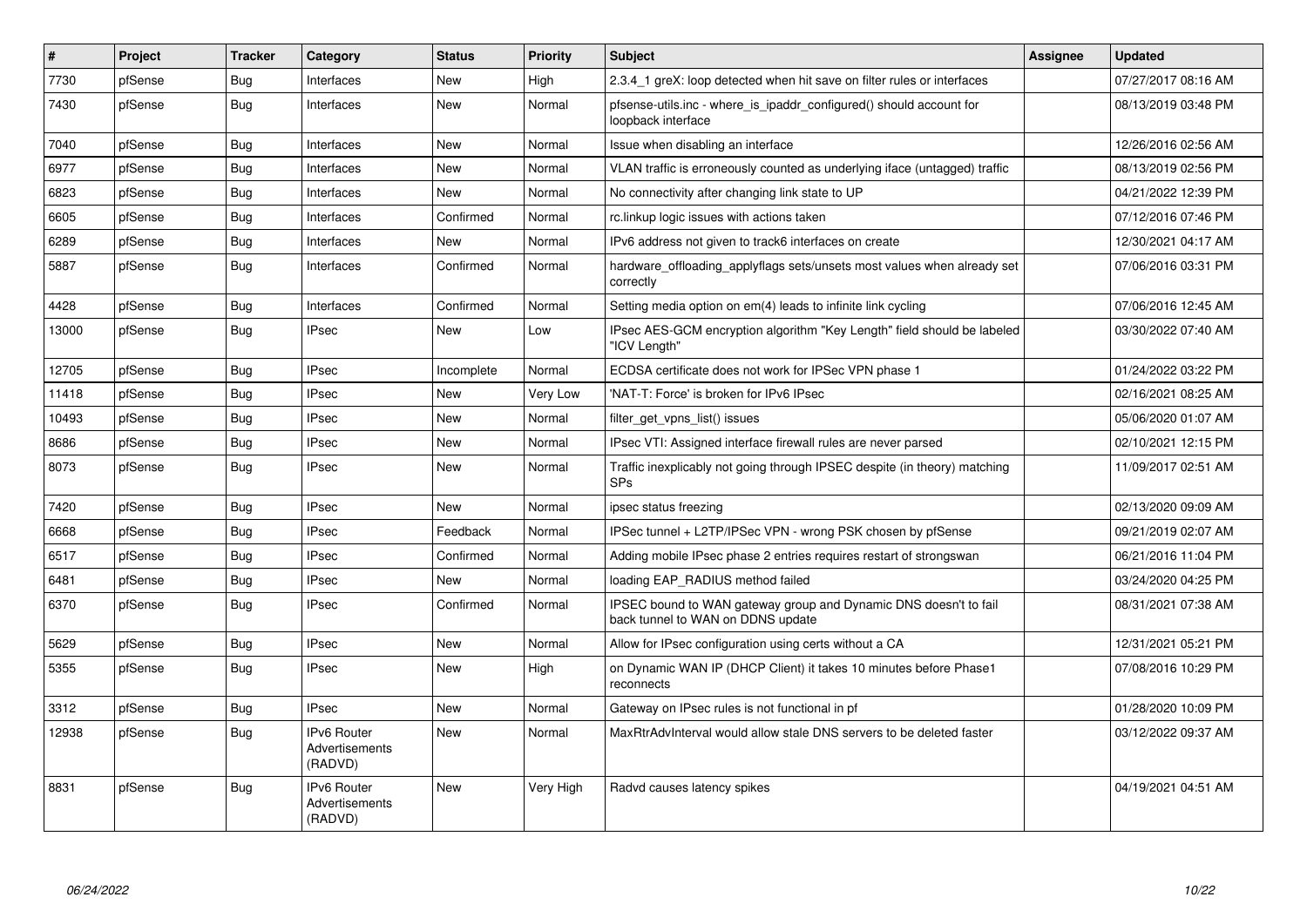| # | Project | Tracker | Category | Status | Priority | Subject | Assignee | Updated |
|---|---|---|---|---|---|---|---|---|
| 7730 | pfSense | Bug | Interfaces | New | High | 2.3.4_1 greX: loop detected when hit save on filter rules or interfaces | | 07/27/2017 08:16 AM |
| 7430 | pfSense | Bug | Interfaces | New | Normal | pfsense-utils.inc - where_is_ipaddr_configured() should account for loopback interface | | 08/13/2019 03:48 PM |
| 7040 | pfSense | Bug | Interfaces | New | Normal | Issue when disabling an interface | | 12/26/2016 02:56 AM |
| 6977 | pfSense | Bug | Interfaces | New | Normal | VLAN traffic is erroneously counted as underlying iface (untagged) traffic | | 08/13/2019 02:56 PM |
| 6823 | pfSense | Bug | Interfaces | New | Normal | No connectivity after changing link state to UP | | 04/21/2022 12:39 PM |
| 6605 | pfSense | Bug | Interfaces | Confirmed | Normal | rc.linkup logic issues with actions taken | | 07/12/2016 07:46 PM |
| 6289 | pfSense | Bug | Interfaces | New | Normal | IPv6 address not given to track6 interfaces on create | | 12/30/2021 04:17 AM |
| 5887 | pfSense | Bug | Interfaces | Confirmed | Normal | hardware_offloading_applyflags sets/unsets most values when already set correctly | | 07/06/2016 03:31 PM |
| 4428 | pfSense | Bug | Interfaces | Confirmed | Normal | Setting media option on em(4) leads to infinite link cycling | | 07/06/2016 12:45 AM |
| 13000 | pfSense | Bug | IPsec | New | Low | IPsec AES-GCM encryption algorithm "Key Length" field should be labeled "ICV Length" | | 03/30/2022 07:40 AM |
| 12705 | pfSense | Bug | IPsec | Incomplete | Normal | ECDSA certificate does not work for IPSec VPN phase 1 | | 01/24/2022 03:22 PM |
| 11418 | pfSense | Bug | IPsec | New | Very Low | 'NAT-T: Force' is broken for IPv6 IPsec | | 02/16/2021 08:25 AM |
| 10493 | pfSense | Bug | IPsec | New | Normal | filter_get_vpns_list() issues | | 05/06/2020 01:07 AM |
| 8686 | pfSense | Bug | IPsec | New | Normal | IPsec VTI: Assigned interface firewall rules are never parsed | | 02/10/2021 12:15 PM |
| 8073 | pfSense | Bug | IPsec | New | Normal | Traffic inexplicably not going through IPSEC despite (in theory) matching SPs | | 11/09/2017 02:51 AM |
| 7420 | pfSense | Bug | IPsec | New | Normal | ipsec status freezing | | 02/13/2020 09:09 AM |
| 6668 | pfSense | Bug | IPsec | Feedback | Normal | IPSec tunnel + L2TP/IPSec VPN - wrong PSK chosen by pfSense | | 09/21/2019 02:07 AM |
| 6517 | pfSense | Bug | IPsec | Confirmed | Normal | Adding mobile IPsec phase 2 entries requires restart of strongswan | | 06/21/2016 11:04 PM |
| 6481 | pfSense | Bug | IPsec | New | Normal | loading EAP_RADIUS method failed | | 03/24/2020 04:25 PM |
| 6370 | pfSense | Bug | IPsec | Confirmed | Normal | IPSEC bound to WAN gateway group and Dynamic DNS doesn't to fail back tunnel to WAN on DDNS update | | 08/31/2021 07:38 AM |
| 5629 | pfSense | Bug | IPsec | New | Normal | Allow for IPsec configuration using certs without a CA | | 12/31/2021 05:21 PM |
| 5355 | pfSense | Bug | IPsec | New | High | on Dynamic WAN IP (DHCP Client) it takes 10 minutes before Phase1 reconnects | | 07/08/2016 10:29 PM |
| 3312 | pfSense | Bug | IPsec | New | Normal | Gateway on IPsec rules is not functional in pf | | 01/28/2020 10:09 PM |
| 12938 | pfSense | Bug | IPv6 Router Advertisements (RADVD) | New | Normal | MaxRtrAdvInterval would allow stale DNS servers to be deleted faster | | 03/12/2022 09:37 AM |
| 8831 | pfSense | Bug | IPv6 Router Advertisements (RADVD) | New | Very High | Radvd causes latency spikes | | 04/19/2021 04:51 AM |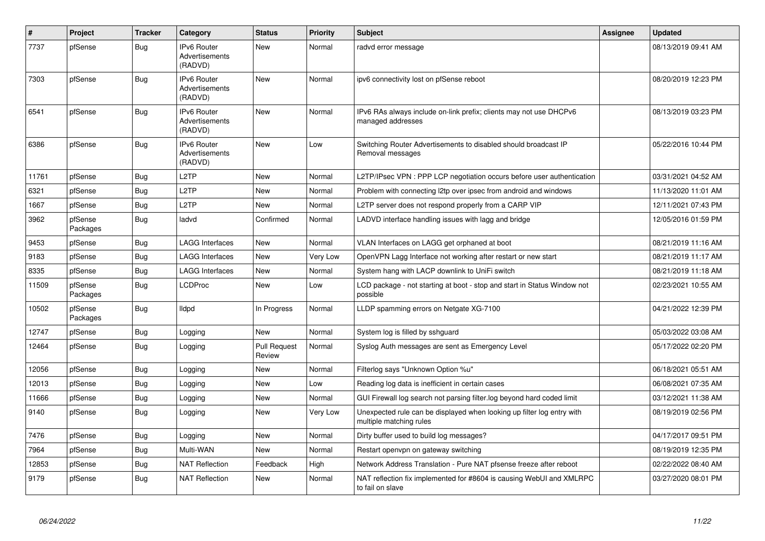| # | Project | Tracker | Category | Status | Priority | Subject | Assignee | Updated |
|---|---|---|---|---|---|---|---|---|
| 7737 | pfSense | Bug | IPv6 Router Advertisements (RADVD) | New | Normal | radvd error message | | 08/13/2019 09:41 AM |
| 7303 | pfSense | Bug | IPv6 Router Advertisements (RADVD) | New | Normal | ipv6 connectivity lost on pfSense reboot | | 08/20/2019 12:23 PM |
| 6541 | pfSense | Bug | IPv6 Router Advertisements (RADVD) | New | Normal | IPv6 RAs always include on-link prefix; clients may not use DHCPv6 managed addresses | | 08/13/2019 03:23 PM |
| 6386 | pfSense | Bug | IPv6 Router Advertisements (RADVD) | New | Low | Switching Router Advertisements to disabled should broadcast IP Removal messages | | 05/22/2016 10:44 PM |
| 11761 | pfSense | Bug | L2TP | New | Normal | L2TP/IPsec VPN : PPP LCP negotiation occurs before user authentication | | 03/31/2021 04:52 AM |
| 6321 | pfSense | Bug | L2TP | New | Normal | Problem with connecting l2tp over ipsec from android and windows | | 11/13/2020 11:01 AM |
| 1667 | pfSense | Bug | L2TP | New | Normal | L2TP server does not respond properly from a CARP VIP | | 12/11/2021 07:43 PM |
| 3962 | pfSense Packages | Bug | ladvd | Confirmed | Normal | LADVD interface handling issues with lagg and bridge | | 12/05/2016 01:59 PM |
| 9453 | pfSense | Bug | LAGG Interfaces | New | Normal | VLAN Interfaces on LAGG get orphaned at boot | | 08/21/2019 11:16 AM |
| 9183 | pfSense | Bug | LAGG Interfaces | New | Very Low | OpenVPN Lagg Interface not working after restart or new start | | 08/21/2019 11:17 AM |
| 8335 | pfSense | Bug | LAGG Interfaces | New | Normal | System hang with LACP downlink to UniFi switch | | 08/21/2019 11:18 AM |
| 11509 | pfSense Packages | Bug | LCDProc | New | Low | LCD package - not starting at boot - stop and start in Status Window not possible | | 02/23/2021 10:55 AM |
| 10502 | pfSense Packages | Bug | lldpd | In Progress | Normal | LLDP spamming errors on Netgate XG-7100 | | 04/21/2022 12:39 PM |
| 12747 | pfSense | Bug | Logging | New | Normal | System log is filled by sshguard | | 05/03/2022 03:08 AM |
| 12464 | pfSense | Bug | Logging | Pull Request Review | Normal | Syslog Auth messages are sent as Emergency Level | | 05/17/2022 02:20 PM |
| 12056 | pfSense | Bug | Logging | New | Normal | Filterlog says "Unknown Option %u" | | 06/18/2021 05:51 AM |
| 12013 | pfSense | Bug | Logging | New | Low | Reading log data is inefficient in certain cases | | 06/08/2021 07:35 AM |
| 11666 | pfSense | Bug | Logging | New | Normal | GUI Firewall log search not parsing filter.log beyond hard coded limit | | 03/12/2021 11:38 AM |
| 9140 | pfSense | Bug | Logging | New | Very Low | Unexpected rule can be displayed when looking up filter log entry with multiple matching rules | | 08/19/2019 02:56 PM |
| 7476 | pfSense | Bug | Logging | New | Normal | Dirty buffer used to build log messages? | | 04/17/2017 09:51 PM |
| 7964 | pfSense | Bug | Multi-WAN | New | Normal | Restart openvpn on gateway switching | | 08/19/2019 12:35 PM |
| 12853 | pfSense | Bug | NAT Reflection | Feedback | High | Network Address Translation - Pure NAT pfsense freeze after reboot | | 02/22/2022 08:40 AM |
| 9179 | pfSense | Bug | NAT Reflection | New | Normal | NAT reflection fix implemented for #8604 is causing WebUI and XMLRPC to fail on slave | | 03/27/2020 08:01 PM |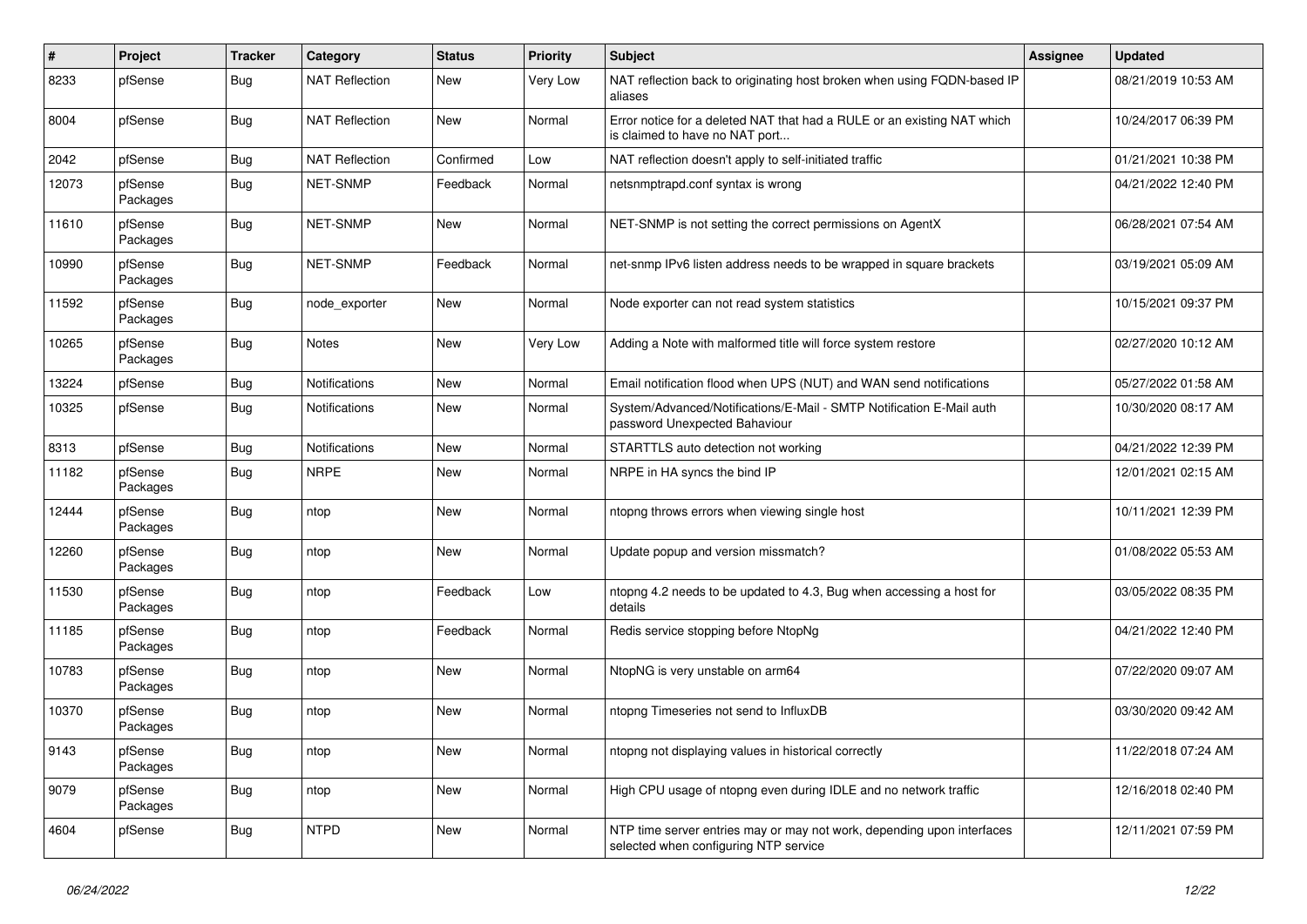| # | Project | Tracker | Category | Status | Priority | Subject | Assignee | Updated |
|---|---|---|---|---|---|---|---|---|
| 8233 | pfSense | Bug | NAT Reflection | New | Very Low | NAT reflection back to originating host broken when using FQDN-based IP aliases | | 08/21/2019 10:53 AM |
| 8004 | pfSense | Bug | NAT Reflection | New | Normal | Error notice for a deleted NAT that had a RULE or an existing NAT which is claimed to have no NAT port... | | 10/24/2017 06:39 PM |
| 2042 | pfSense | Bug | NAT Reflection | Confirmed | Low | NAT reflection doesn't apply to self-initiated traffic | | 01/21/2021 10:38 PM |
| 12073 | pfSense Packages | Bug | NET-SNMP | Feedback | Normal | netsnmptrapd.conf syntax is wrong | | 04/21/2022 12:40 PM |
| 11610 | pfSense Packages | Bug | NET-SNMP | New | Normal | NET-SNMP is not setting the correct permissions on AgentX | | 06/28/2021 07:54 AM |
| 10990 | pfSense Packages | Bug | NET-SNMP | Feedback | Normal | net-snmp IPv6 listen address needs to be wrapped in square brackets | | 03/19/2021 05:09 AM |
| 11592 | pfSense Packages | Bug | node_exporter | New | Normal | Node exporter can not read system statistics | | 10/15/2021 09:37 PM |
| 10265 | pfSense Packages | Bug | Notes | New | Very Low | Adding a Note with malformed title will force system restore | | 02/27/2020 10:12 AM |
| 13224 | pfSense | Bug | Notifications | New | Normal | Email notification flood when UPS (NUT) and WAN send notifications | | 05/27/2022 01:58 AM |
| 10325 | pfSense | Bug | Notifications | New | Normal | System/Advanced/Notifications/E-Mail - SMTP Notification E-Mail auth password Unexpected Bahaviour | | 10/30/2020 08:17 AM |
| 8313 | pfSense | Bug | Notifications | New | Normal | STARTTLS auto detection not working | | 04/21/2022 12:39 PM |
| 11182 | pfSense Packages | Bug | NRPE | New | Normal | NRPE in HA syncs the bind IP | | 12/01/2021 02:15 AM |
| 12444 | pfSense Packages | Bug | ntop | New | Normal | ntopng throws errors when viewing single host | | 10/11/2021 12:39 PM |
| 12260 | pfSense Packages | Bug | ntop | New | Normal | Update popup and version missmatch? | | 01/08/2022 05:53 AM |
| 11530 | pfSense Packages | Bug | ntop | Feedback | Low | ntopng 4.2 needs to be updated to 4.3, Bug when accessing a host for details | | 03/05/2022 08:35 PM |
| 11185 | pfSense Packages | Bug | ntop | Feedback | Normal | Redis service stopping before NtopNg | | 04/21/2022 12:40 PM |
| 10783 | pfSense Packages | Bug | ntop | New | Normal | NtopNG is very unstable on arm64 | | 07/22/2020 09:07 AM |
| 10370 | pfSense Packages | Bug | ntop | New | Normal | ntopng Timeseries not send to InfluxDB | | 03/30/2020 09:42 AM |
| 9143 | pfSense Packages | Bug | ntop | New | Normal | ntopng not displaying values in historical correctly | | 11/22/2018 07:24 AM |
| 9079 | pfSense Packages | Bug | ntop | New | Normal | High CPU usage of ntopng even during IDLE and no network traffic | | 12/16/2018 02:40 PM |
| 4604 | pfSense | Bug | NTPD | New | Normal | NTP time server entries may or may not work, depending upon interfaces selected when configuring NTP service | | 12/11/2021 07:59 PM |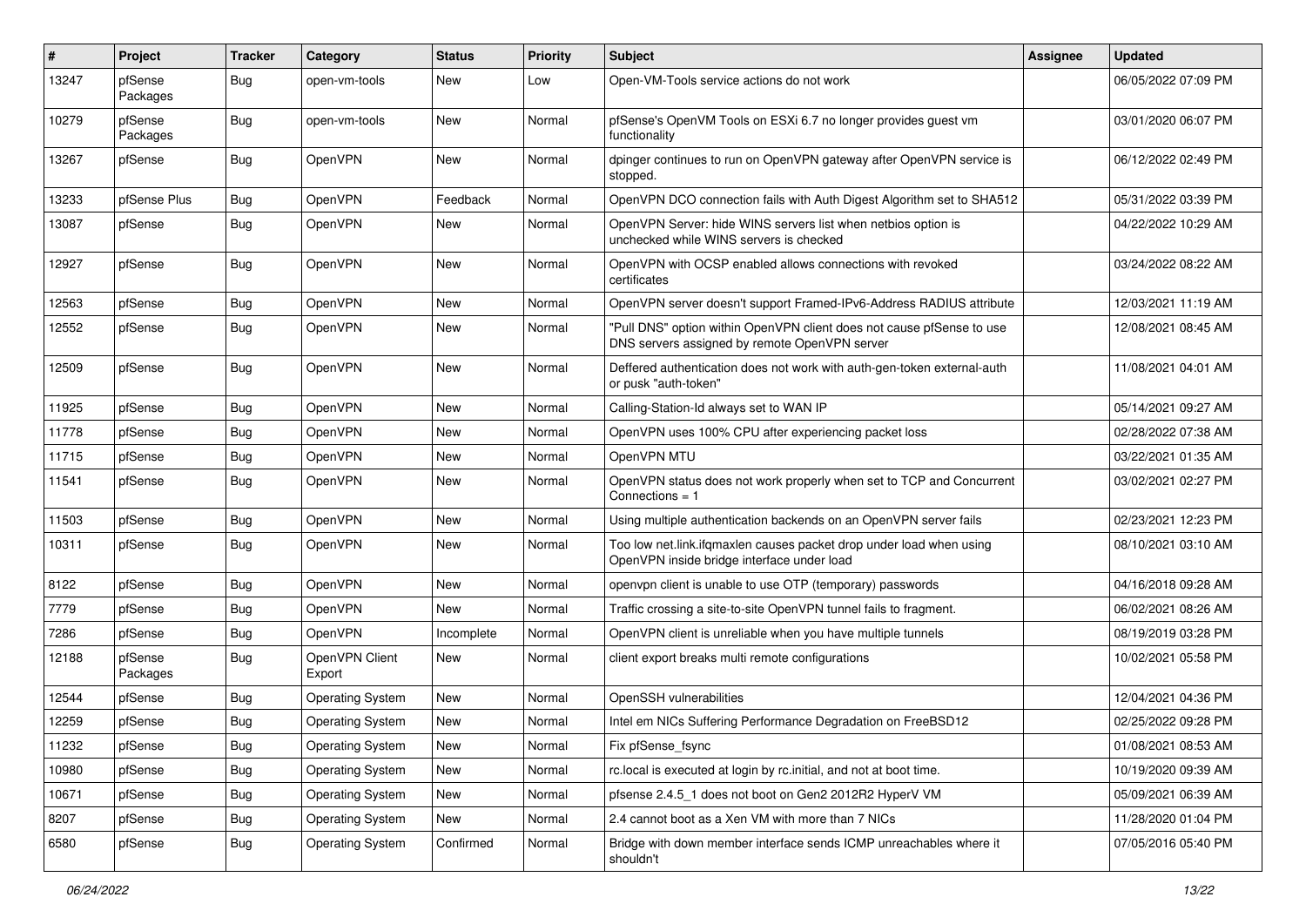| # | Project | Tracker | Category | Status | Priority | Subject | Assignee | Updated |
|---|---|---|---|---|---|---|---|---|
| 13247 | pfSense Packages | Bug | open-vm-tools | New | Low | Open-VM-Tools service actions do not work | | 06/05/2022 07:09 PM |
| 10279 | pfSense Packages | Bug | open-vm-tools | New | Normal | pfSense's OpenVM Tools on ESXi 6.7 no longer provides guest vm functionality | | 03/01/2020 06:07 PM |
| 13267 | pfSense | Bug | OpenVPN | New | Normal | dpinger continues to run on OpenVPN gateway after OpenVPN service is stopped. | | 06/12/2022 02:49 PM |
| 13233 | pfSense Plus | Bug | OpenVPN | Feedback | Normal | OpenVPN DCO connection fails with Auth Digest Algorithm set to SHA512 | | 05/31/2022 03:39 PM |
| 13087 | pfSense | Bug | OpenVPN | New | Normal | OpenVPN Server: hide WINS servers list when netbios option is unchecked while WINS servers is checked | | 04/22/2022 10:29 AM |
| 12927 | pfSense | Bug | OpenVPN | New | Normal | OpenVPN with OCSP enabled allows connections with revoked certificates | | 03/24/2022 08:22 AM |
| 12563 | pfSense | Bug | OpenVPN | New | Normal | OpenVPN server doesn't support Framed-IPv6-Address RADIUS attribute | | 12/03/2021 11:19 AM |
| 12552 | pfSense | Bug | OpenVPN | New | Normal | "Pull DNS" option within OpenVPN client does not cause pfSense to use DNS servers assigned by remote OpenVPN server | | 12/08/2021 08:45 AM |
| 12509 | pfSense | Bug | OpenVPN | New | Normal | Deffered authentication does not work with auth-gen-token external-auth or pusk "auth-token" | | 11/08/2021 04:01 AM |
| 11925 | pfSense | Bug | OpenVPN | New | Normal | Calling-Station-Id always set to WAN IP | | 05/14/2021 09:27 AM |
| 11778 | pfSense | Bug | OpenVPN | New | Normal | OpenVPN uses 100% CPU after experiencing packet loss | | 02/28/2022 07:38 AM |
| 11715 | pfSense | Bug | OpenVPN | New | Normal | OpenVPN MTU | | 03/22/2021 01:35 AM |
| 11541 | pfSense | Bug | OpenVPN | New | Normal | OpenVPN status does not work properly when set to TCP and Concurrent Connections = 1 | | 03/02/2021 02:27 PM |
| 11503 | pfSense | Bug | OpenVPN | New | Normal | Using multiple authentication backends on an OpenVPN server fails | | 02/23/2021 12:23 PM |
| 10311 | pfSense | Bug | OpenVPN | New | Normal | Too low net.link.ifqmaxlen causes packet drop under load when using OpenVPN inside bridge interface under load | | 08/10/2021 03:10 AM |
| 8122 | pfSense | Bug | OpenVPN | New | Normal | openvpn client is unable to use OTP (temporary) passwords | | 04/16/2018 09:28 AM |
| 7779 | pfSense | Bug | OpenVPN | New | Normal | Traffic crossing a site-to-site OpenVPN tunnel fails to fragment. | | 06/02/2021 08:26 AM |
| 7286 | pfSense | Bug | OpenVPN | Incomplete | Normal | OpenVPN client is unreliable when you have multiple tunnels | | 08/19/2019 03:28 PM |
| 12188 | pfSense Packages | Bug | OpenVPN Client Export | New | Normal | client export breaks multi remote configurations | | 10/02/2021 05:58 PM |
| 12544 | pfSense | Bug | Operating System | New | Normal | OpenSSH vulnerabilities | | 12/04/2021 04:36 PM |
| 12259 | pfSense | Bug | Operating System | New | Normal | Intel em NICs Suffering Performance Degradation on FreeBSD12 | | 02/25/2022 09:28 PM |
| 11232 | pfSense | Bug | Operating System | New | Normal | Fix pfSense_fsync | | 01/08/2021 08:53 AM |
| 10980 | pfSense | Bug | Operating System | New | Normal | rc.local is executed at login by rc.initial, and not at boot time. | | 10/19/2020 09:39 AM |
| 10671 | pfSense | Bug | Operating System | New | Normal | pfsense 2.4.5_1 does not boot on Gen2 2012R2 HyperV VM | | 05/09/2021 06:39 AM |
| 8207 | pfSense | Bug | Operating System | New | Normal | 2.4 cannot boot as a Xen VM with more than 7 NICs | | 11/28/2020 01:04 PM |
| 6580 | pfSense | Bug | Operating System | Confirmed | Normal | Bridge with down member interface sends ICMP unreachables where it shouldn't | | 07/05/2016 05:40 PM |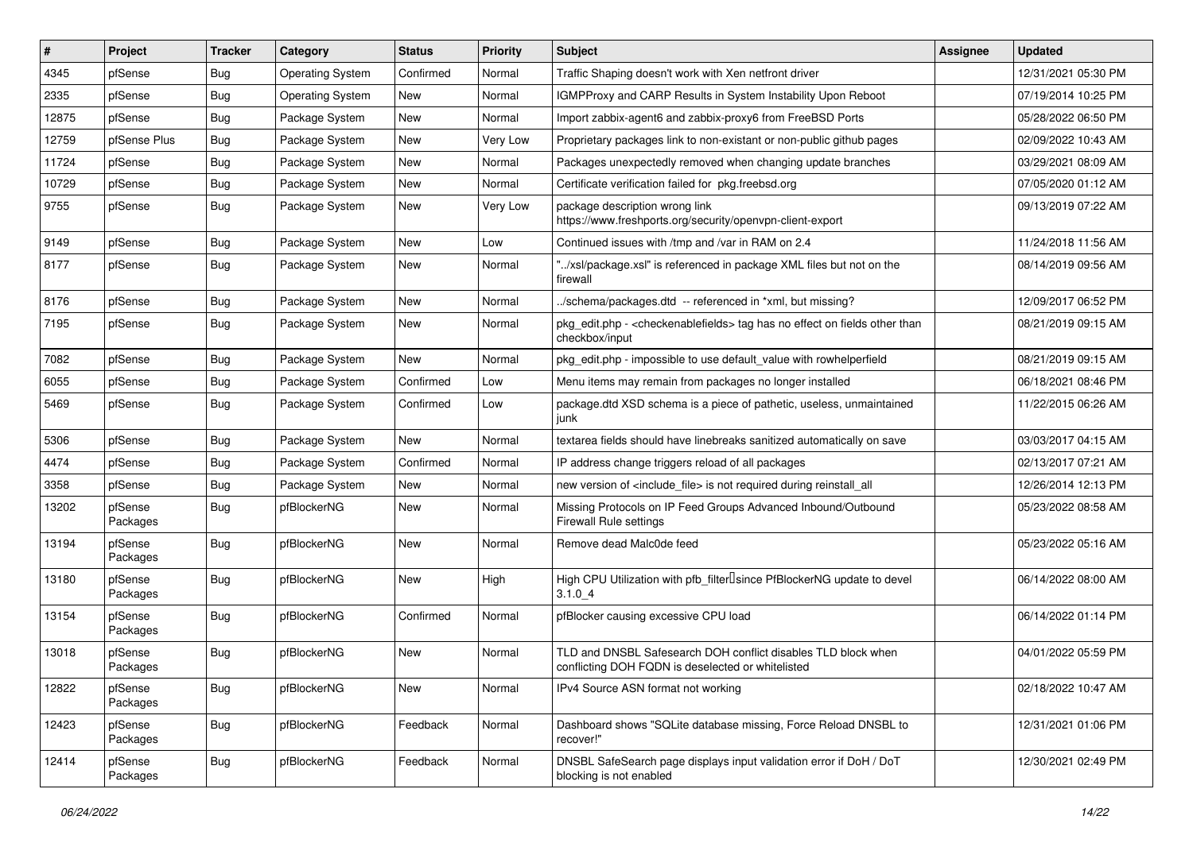| # | Project | Tracker | Category | Status | Priority | Subject | Assignee | Updated |
|---|---|---|---|---|---|---|---|---|
| 4345 | pfSense | Bug | Operating System | Confirmed | Normal | Traffic Shaping doesn't work with Xen netfront driver | | 12/31/2021 05:30 PM |
| 2335 | pfSense | Bug | Operating System | New | Normal | IGMPProxy and CARP Results in System Instability Upon Reboot | | 07/19/2014 10:25 PM |
| 12875 | pfSense | Bug | Package System | New | Normal | Import zabbix-agent6 and zabbix-proxy6 from FreeBSD Ports | | 05/28/2022 06:50 PM |
| 12759 | pfSense Plus | Bug | Package System | New | Very Low | Proprietary packages link to non-existant or non-public github pages | | 02/09/2022 10:43 AM |
| 11724 | pfSense | Bug | Package System | New | Normal | Packages unexpectedly removed when changing update branches | | 03/29/2021 08:09 AM |
| 10729 | pfSense | Bug | Package System | New | Normal | Certificate verification failed for pkg.freebsd.org | | 07/05/2020 01:12 AM |
| 9755 | pfSense | Bug | Package System | New | Very Low | package description wrong link https://www.freshports.org/security/openvpn-client-export | | 09/13/2019 07:22 AM |
| 9149 | pfSense | Bug | Package System | New | Low | Continued issues with /tmp and /var in RAM on 2.4 | | 11/24/2018 11:56 AM |
| 8177 | pfSense | Bug | Package System | New | Normal | "../xsl/package.xsl" is referenced in package XML files but not on the firewall | | 08/14/2019 09:56 AM |
| 8176 | pfSense | Bug | Package System | New | Normal | ../schema/packages.dtd -- referenced in *xml, but missing? | | 12/09/2017 06:52 PM |
| 7195 | pfSense | Bug | Package System | New | Normal | pkg_edit.php - <checkenablefields> tag has no effect on fields other than checkbox/input | | 08/21/2019 09:15 AM |
| 7082 | pfSense | Bug | Package System | New | Normal | pkg_edit.php - impossible to use default_value with rowhelperfield | | 08/21/2019 09:15 AM |
| 6055 | pfSense | Bug | Package System | Confirmed | Low | Menu items may remain from packages no longer installed | | 06/18/2021 08:46 PM |
| 5469 | pfSense | Bug | Package System | Confirmed | Low | package.dtd XSD schema is a piece of pathetic, useless, unmaintained junk | | 11/22/2015 06:26 AM |
| 5306 | pfSense | Bug | Package System | New | Normal | textarea fields should have linebreaks sanitized automatically on save | | 03/03/2017 04:15 AM |
| 4474 | pfSense | Bug | Package System | Confirmed | Normal | IP address change triggers reload of all packages | | 02/13/2017 07:21 AM |
| 3358 | pfSense | Bug | Package System | New | Normal | new version of <include_file> is not required during reinstall_all | | 12/26/2014 12:13 PM |
| 13202 | pfSense Packages | Bug | pfBlockerNG | New | Normal | Missing Protocols on IP Feed Groups Advanced Inbound/Outbound Firewall Rule settings | | 05/23/2022 08:58 AM |
| 13194 | pfSense Packages | Bug | pfBlockerNG | New | Normal | Remove dead Malc0de feed | | 05/23/2022 05:16 AM |
| 13180 | pfSense Packages | Bug | pfBlockerNG | New | High | High CPU Utilization with pfb_filter since PfBlockerNG update to devel 3.1.0_4 | | 06/14/2022 08:00 AM |
| 13154 | pfSense Packages | Bug | pfBlockerNG | Confirmed | Normal | pfBlocker causing excessive CPU load | | 06/14/2022 01:14 PM |
| 13018 | pfSense Packages | Bug | pfBlockerNG | New | Normal | TLD and DNSBL Safesearch DOH conflict disables TLD block when conflicting DOH FQDN is deselected or whitelisted | | 04/01/2022 05:59 PM |
| 12822 | pfSense Packages | Bug | pfBlockerNG | New | Normal | IPv4 Source ASN format not working | | 02/18/2022 10:47 AM |
| 12423 | pfSense Packages | Bug | pfBlockerNG | Feedback | Normal | Dashboard shows "SQLite database missing, Force Reload DNSBL to recover!" | | 12/31/2021 01:06 PM |
| 12414 | pfSense Packages | Bug | pfBlockerNG | Feedback | Normal | DNSBL SafeSearch page displays input validation error if DoH / DoT blocking is not enabled | | 12/30/2021 02:49 PM |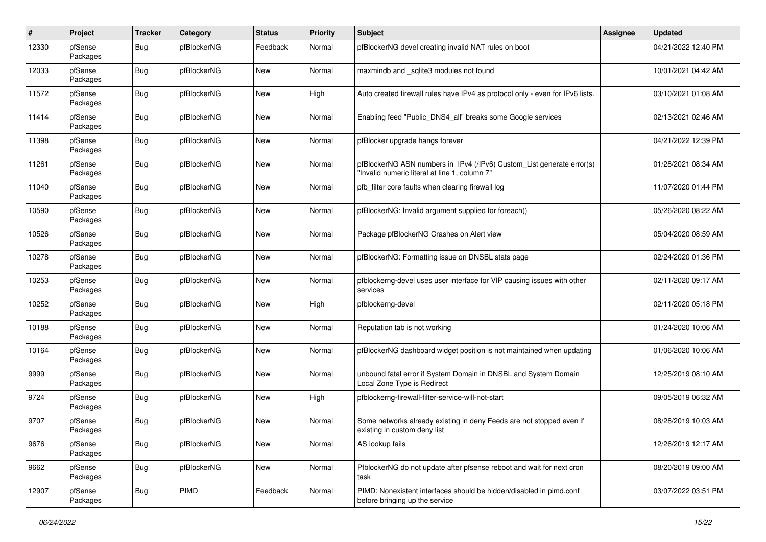| # | Project | Tracker | Category | Status | Priority | Subject | Assignee | Updated |
|---|---|---|---|---|---|---|---|---|
| 12330 | pfSense Packages | Bug | pfBlockerNG | Feedback | Normal | pfBlockerNG devel creating invalid NAT rules on boot | | 04/21/2022 12:40 PM |
| 12033 | pfSense Packages | Bug | pfBlockerNG | New | Normal | maxmindb and _sqlite3 modules not found | | 10/01/2021 04:42 AM |
| 11572 | pfSense Packages | Bug | pfBlockerNG | New | High | Auto created firewall rules have IPv4 as protocol only - even for IPv6 lists. | | 03/10/2021 01:08 AM |
| 11414 | pfSense Packages | Bug | pfBlockerNG | New | Normal | Enabling feed "Public_DNS4_all" breaks some Google services | | 02/13/2021 02:46 AM |
| 11398 | pfSense Packages | Bug | pfBlockerNG | New | Normal | pfBlocker upgrade hangs forever | | 04/21/2022 12:39 PM |
| 11261 | pfSense Packages | Bug | pfBlockerNG | New | Normal | pfBlockerNG ASN numbers in IPv4 (/IPv6) Custom_List generate error(s) "Invalid numeric literal at line 1, column 7" | | 01/28/2021 08:34 AM |
| 11040 | pfSense Packages | Bug | pfBlockerNG | New | Normal | pfb_filter core faults when clearing firewall log | | 11/07/2020 01:44 PM |
| 10590 | pfSense Packages | Bug | pfBlockerNG | New | Normal | pfBlockerNG: Invalid argument supplied for foreach() | | 05/26/2020 08:22 AM |
| 10526 | pfSense Packages | Bug | pfBlockerNG | New | Normal | Package pfBlockerNG Crashes on Alert view | | 05/04/2020 08:59 AM |
| 10278 | pfSense Packages | Bug | pfBlockerNG | New | Normal | pfBlockerNG: Formatting issue on DNSBL stats page | | 02/24/2020 01:36 PM |
| 10253 | pfSense Packages | Bug | pfBlockerNG | New | Normal | pfblockerng-devel uses user interface for VIP causing issues with other services | | 02/11/2020 09:17 AM |
| 10252 | pfSense Packages | Bug | pfBlockerNG | New | High | pfblockerng-devel | | 02/11/2020 05:18 PM |
| 10188 | pfSense Packages | Bug | pfBlockerNG | New | Normal | Reputation tab is not working | | 01/24/2020 10:06 AM |
| 10164 | pfSense Packages | Bug | pfBlockerNG | New | Normal | pfBlockerNG dashboard widget position is not maintained when updating | | 01/06/2020 10:06 AM |
| 9999 | pfSense Packages | Bug | pfBlockerNG | New | Normal | unbound fatal error if System Domain in DNSBL and System Domain Local Zone Type is Redirect | | 12/25/2019 08:10 AM |
| 9724 | pfSense Packages | Bug | pfBlockerNG | New | High | pfblockerng-firewall-filter-service-will-not-start | | 09/05/2019 06:32 AM |
| 9707 | pfSense Packages | Bug | pfBlockerNG | New | Normal | Some networks already existing in deny Feeds are not stopped even if existing in custom deny list | | 08/28/2019 10:03 AM |
| 9676 | pfSense Packages | Bug | pfBlockerNG | New | Normal | AS lookup fails | | 12/26/2019 12:17 AM |
| 9662 | pfSense Packages | Bug | pfBlockerNG | New | Normal | PfblockerNG do not update after pfsense reboot and wait for next cron task | | 08/20/2019 09:00 AM |
| 12907 | pfSense Packages | Bug | PIMD | Feedback | Normal | PIMD: Nonexistent interfaces should be hidden/disabled in pimd.conf before bringing up the service | | 03/07/2022 03:51 PM |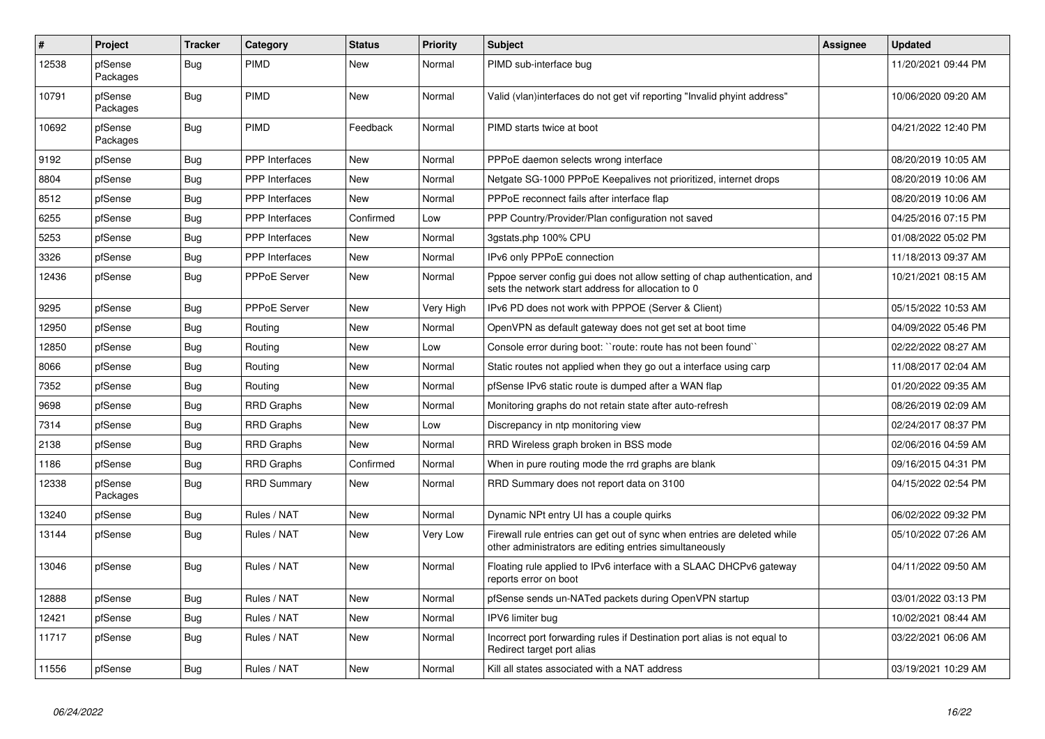| # | Project | Tracker | Category | Status | Priority | Subject | Assignee | Updated |
|---|---|---|---|---|---|---|---|---|
| 12538 | pfSense Packages | Bug | PIMD | New | Normal | PIMD sub-interface bug | | 11/20/2021 09:44 PM |
| 10791 | pfSense Packages | Bug | PIMD | New | Normal | Valid (vlan)interfaces do not get vif reporting "Invalid phyint address" | | 10/06/2020 09:20 AM |
| 10692 | pfSense Packages | Bug | PIMD | Feedback | Normal | PIMD starts twice at boot | | 04/21/2022 12:40 PM |
| 9192 | pfSense | Bug | PPP Interfaces | New | Normal | PPPoE daemon selects wrong interface | | 08/20/2019 10:05 AM |
| 8804 | pfSense | Bug | PPP Interfaces | New | Normal | Netgate SG-1000 PPPoE Keepalives not prioritized, internet drops | | 08/20/2019 10:06 AM |
| 8512 | pfSense | Bug | PPP Interfaces | New | Normal | PPPoE reconnect fails after interface flap | | 08/20/2019 10:06 AM |
| 6255 | pfSense | Bug | PPP Interfaces | Confirmed | Low | PPP Country/Provider/Plan configuration not saved | | 04/25/2016 07:15 PM |
| 5253 | pfSense | Bug | PPP Interfaces | New | Normal | 3gstats.php 100% CPU | | 01/08/2022 05:02 PM |
| 3326 | pfSense | Bug | PPP Interfaces | New | Normal | IPv6 only PPPoE connection | | 11/18/2013 09:37 AM |
| 12436 | pfSense | Bug | PPPoE Server | New | Normal | Pppoe server config gui does not allow setting of chap authentication, and sets the network start address for allocation to 0 | | 10/21/2021 08:15 AM |
| 9295 | pfSense | Bug | PPPoE Server | New | Very High | IPv6 PD does not work with PPPOE (Server & Client) | | 05/15/2022 10:53 AM |
| 12950 | pfSense | Bug | Routing | New | Normal | OpenVPN as default gateway does not get set at boot time | | 04/09/2022 05:46 PM |
| 12850 | pfSense | Bug | Routing | New | Low | Console error during boot: ``route: route has not been found`` | | 02/22/2022 08:27 AM |
| 8066 | pfSense | Bug | Routing | New | Normal | Static routes not applied when they go out a interface using carp | | 11/08/2017 02:04 AM |
| 7352 | pfSense | Bug | Routing | New | Normal | pfSense IPv6 static route is dumped after a WAN flap | | 01/20/2022 09:35 AM |
| 9698 | pfSense | Bug | RRD Graphs | New | Normal | Monitoring graphs do not retain state after auto-refresh | | 08/26/2019 02:09 AM |
| 7314 | pfSense | Bug | RRD Graphs | New | Low | Discrepancy in ntp monitoring view | | 02/24/2017 08:37 PM |
| 2138 | pfSense | Bug | RRD Graphs | New | Normal | RRD Wireless graph broken in BSS mode | | 02/06/2016 04:59 AM |
| 1186 | pfSense | Bug | RRD Graphs | Confirmed | Normal | When in pure routing mode the rrd graphs are blank | | 09/16/2015 04:31 PM |
| 12338 | pfSense Packages | Bug | RRD Summary | New | Normal | RRD Summary does not report data on 3100 | | 04/15/2022 02:54 PM |
| 13240 | pfSense | Bug | Rules / NAT | New | Normal | Dynamic NPt entry UI has a couple quirks | | 06/02/2022 09:32 PM |
| 13144 | pfSense | Bug | Rules / NAT | New | Very Low | Firewall rule entries can get out of sync when entries are deleted while other administrators are editing entries simultaneously | | 05/10/2022 07:26 AM |
| 13046 | pfSense | Bug | Rules / NAT | New | Normal | Floating rule applied to IPv6 interface with a SLAAC DHCPv6 gateway reports error on boot | | 04/11/2022 09:50 AM |
| 12888 | pfSense | Bug | Rules / NAT | New | Normal | pfSense sends un-NATed packets during OpenVPN startup | | 03/01/2022 03:13 PM |
| 12421 | pfSense | Bug | Rules / NAT | New | Normal | IPV6 limiter bug | | 10/02/2021 08:44 AM |
| 11717 | pfSense | Bug | Rules / NAT | New | Normal | Incorrect port forwarding rules if Destination port alias is not equal to Redirect target port alias | | 03/22/2021 06:06 AM |
| 11556 | pfSense | Bug | Rules / NAT | New | Normal | Kill all states associated with a NAT address | | 03/19/2021 10:29 AM |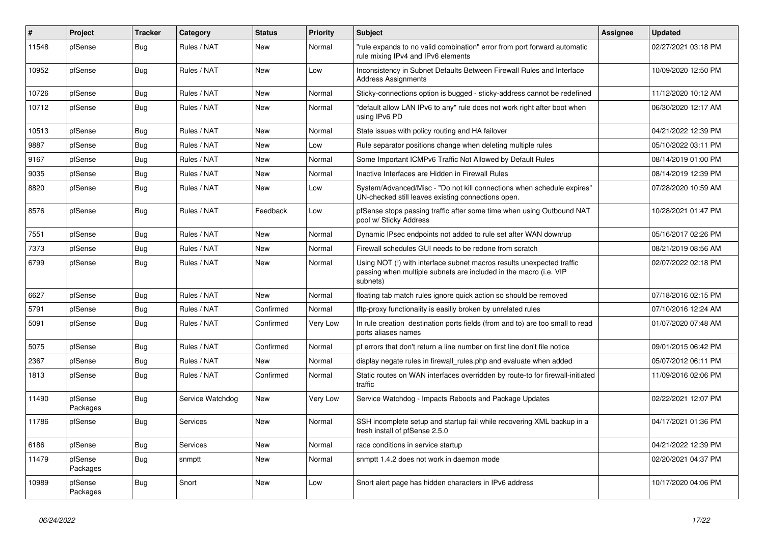| # | Project | Tracker | Category | Status | Priority | Subject | Assignee | Updated |
|---|---|---|---|---|---|---|---|---|
| 11548 | pfSense | Bug | Rules / NAT | New | Normal | "rule expands to no valid combination" error from port forward automatic rule mixing IPv4 and IPv6 elements | | 02/27/2021 03:18 PM |
| 10952 | pfSense | Bug | Rules / NAT | New | Low | Inconsistency in Subnet Defaults Between Firewall Rules and Interface Address Assignments | | 10/09/2020 12:50 PM |
| 10726 | pfSense | Bug | Rules / NAT | New | Normal | Sticky-connections option is bugged - sticky-address cannot be redefined | | 11/12/2020 10:12 AM |
| 10712 | pfSense | Bug | Rules / NAT | New | Normal | "default allow LAN IPv6 to any" rule does not work right after boot when using IPv6 PD | | 06/30/2020 12:17 AM |
| 10513 | pfSense | Bug | Rules / NAT | New | Normal | State issues with policy routing and HA failover | | 04/21/2022 12:39 PM |
| 9887 | pfSense | Bug | Rules / NAT | New | Low | Rule separator positions change when deleting multiple rules | | 05/10/2022 03:11 PM |
| 9167 | pfSense | Bug | Rules / NAT | New | Normal | Some Important ICMPv6 Traffic Not Allowed by Default Rules | | 08/14/2019 01:00 PM |
| 9035 | pfSense | Bug | Rules / NAT | New | Normal | Inactive Interfaces are Hidden in Firewall Rules | | 08/14/2019 12:39 PM |
| 8820 | pfSense | Bug | Rules / NAT | New | Low | System/Advanced/Misc - "Do not kill connections when schedule expires" UN-checked still leaves existing connections open. | | 07/28/2020 10:59 AM |
| 8576 | pfSense | Bug | Rules / NAT | Feedback | Low | pfSense stops passing traffic after some time when using Outbound NAT pool w/ Sticky Address | | 10/28/2021 01:47 PM |
| 7551 | pfSense | Bug | Rules / NAT | New | Normal | Dynamic IPsec endpoints not added to rule set after WAN down/up | | 05/16/2017 02:26 PM |
| 7373 | pfSense | Bug | Rules / NAT | New | Normal | Firewall schedules GUI needs to be redone from scratch | | 08/21/2019 08:56 AM |
| 6799 | pfSense | Bug | Rules / NAT | New | Normal | Using NOT (!) with interface subnet macros results unexpected traffic passing when multiple subnets are included in the macro (i.e. VIP subnets) | | 02/07/2022 02:18 PM |
| 6627 | pfSense | Bug | Rules / NAT | New | Normal | floating tab match rules ignore quick action so should be removed | | 07/18/2016 02:15 PM |
| 5791 | pfSense | Bug | Rules / NAT | Confirmed | Normal | tftp-proxy functionality is easilly broken by unrelated rules | | 07/10/2016 12:24 AM |
| 5091 | pfSense | Bug | Rules / NAT | Confirmed | Very Low | In rule creation destination ports fields (from and to) are too small to read ports aliases names | | 01/07/2020 07:48 AM |
| 5075 | pfSense | Bug | Rules / NAT | Confirmed | Normal | pf errors that don't return a line number on first line don't file notice | | 09/01/2015 06:42 PM |
| 2367 | pfSense | Bug | Rules / NAT | New | Normal | display negate rules in firewall_rules.php and evaluate when added | | 05/07/2012 06:11 PM |
| 1813 | pfSense | Bug | Rules / NAT | Confirmed | Normal | Static routes on WAN interfaces overridden by route-to for firewall-initiated traffic | | 11/09/2016 02:06 PM |
| 11490 | pfSense Packages | Bug | Service Watchdog | New | Very Low | Service Watchdog - Impacts Reboots and Package Updates | | 02/22/2021 12:07 PM |
| 11786 | pfSense | Bug | Services | New | Normal | SSH incomplete setup and startup fail while recovering XML backup in a fresh install of pfSense 2.5.0 | | 04/17/2021 01:36 PM |
| 6186 | pfSense | Bug | Services | New | Normal | race conditions in service startup | | 04/21/2022 12:39 PM |
| 11479 | pfSense Packages | Bug | snmptt | New | Normal | snmptt 1.4.2 does not work in daemon mode | | 02/20/2021 04:37 PM |
| 10989 | pfSense Packages | Bug | Snort | New | Low | Snort alert page has hidden characters in IPv6 address | | 10/17/2020 04:06 PM |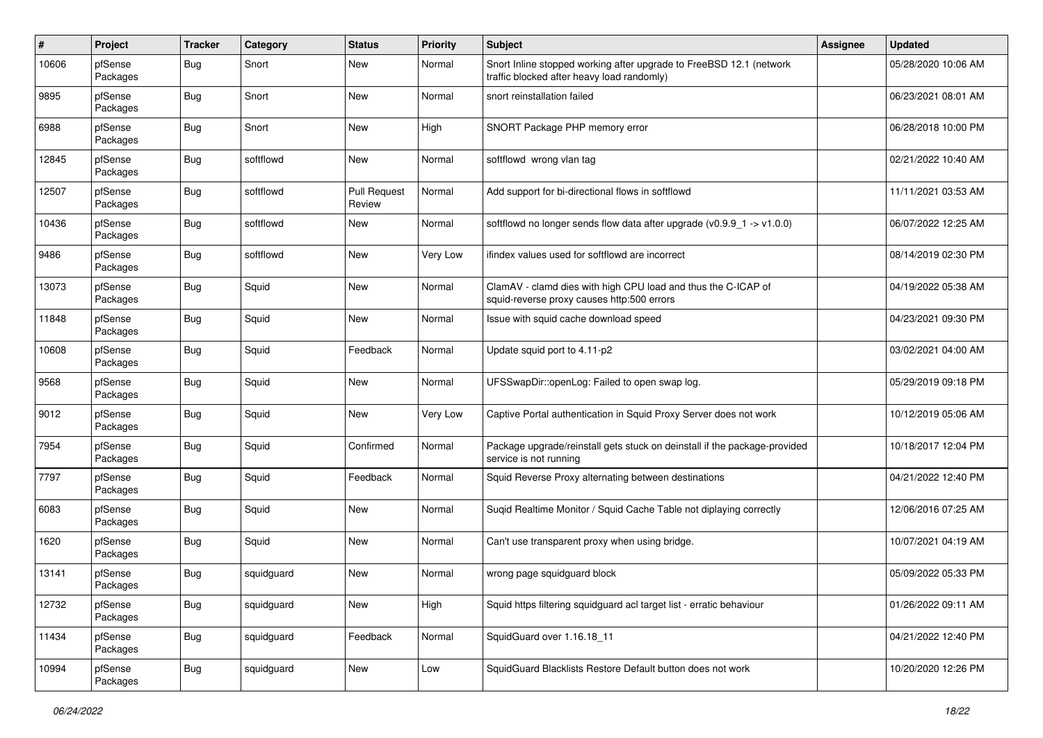| # | Project | Tracker | Category | Status | Priority | Subject | Assignee | Updated |
|---|---|---|---|---|---|---|---|---|
| 10606 | pfSense Packages | Bug | Snort | New | Normal | Snort Inline stopped working after upgrade to FreeBSD 12.1 (network traffic blocked after heavy load randomly) | | 05/28/2020 10:06 AM |
| 9895 | pfSense Packages | Bug | Snort | New | Normal | snort reinstallation failed | | 06/23/2021 08:01 AM |
| 6988 | pfSense Packages | Bug | Snort | New | High | SNORT Package PHP memory error | | 06/28/2018 10:00 PM |
| 12845 | pfSense Packages | Bug | softflowd | New | Normal | softflowd wrong vlan tag | | 02/21/2022 10:40 AM |
| 12507 | pfSense Packages | Bug | softflowd | Pull Request Review | Normal | Add support for bi-directional flows in softflowd | | 11/11/2021 03:53 AM |
| 10436 | pfSense Packages | Bug | softflowd | New | Normal | softflowd no longer sends flow data after upgrade (v0.9.9_1 -> v1.0.0) | | 06/07/2022 12:25 AM |
| 9486 | pfSense Packages | Bug | softflowd | New | Very Low | ifindex values used for softflowd are incorrect | | 08/14/2019 02:30 PM |
| 13073 | pfSense Packages | Bug | Squid | New | Normal | ClamAV - clamd dies with high CPU load and thus the C-ICAP of squid-reverse proxy causes http:500 errors | | 04/19/2022 05:38 AM |
| 11848 | pfSense Packages | Bug | Squid | New | Normal | Issue with squid cache download speed | | 04/23/2021 09:30 PM |
| 10608 | pfSense Packages | Bug | Squid | Feedback | Normal | Update squid port to 4.11-p2 | | 03/02/2021 04:00 AM |
| 9568 | pfSense Packages | Bug | Squid | New | Normal | UFSSwapDir::openLog: Failed to open swap log. | | 05/29/2019 09:18 PM |
| 9012 | pfSense Packages | Bug | Squid | New | Very Low | Captive Portal authentication in Squid Proxy Server does not work | | 10/12/2019 05:06 AM |
| 7954 | pfSense Packages | Bug | Squid | Confirmed | Normal | Package upgrade/reinstall gets stuck on deinstall if the package-provided service is not running | | 10/18/2017 12:04 PM |
| 7797 | pfSense Packages | Bug | Squid | Feedback | Normal | Squid Reverse Proxy alternating between destinations | | 04/21/2022 12:40 PM |
| 6083 | pfSense Packages | Bug | Squid | New | Normal | Suqid Realtime Monitor / Squid Cache Table not diplaying correctly | | 12/06/2016 07:25 AM |
| 1620 | pfSense Packages | Bug | Squid | New | Normal | Can't use transparent proxy when using bridge. | | 10/07/2021 04:19 AM |
| 13141 | pfSense Packages | Bug | squidguard | New | Normal | wrong page squidguard block | | 05/09/2022 05:33 PM |
| 12732 | pfSense Packages | Bug | squidguard | New | High | Squid https filtering squidguard acl target list - erratic behaviour | | 01/26/2022 09:11 AM |
| 11434 | pfSense Packages | Bug | squidguard | Feedback | Normal | SquidGuard over 1.16.18_11 | | 04/21/2022 12:40 PM |
| 10994 | pfSense Packages | Bug | squidguard | New | Low | SquidGuard Blacklists Restore Default button does not work | | 10/20/2020 12:26 PM |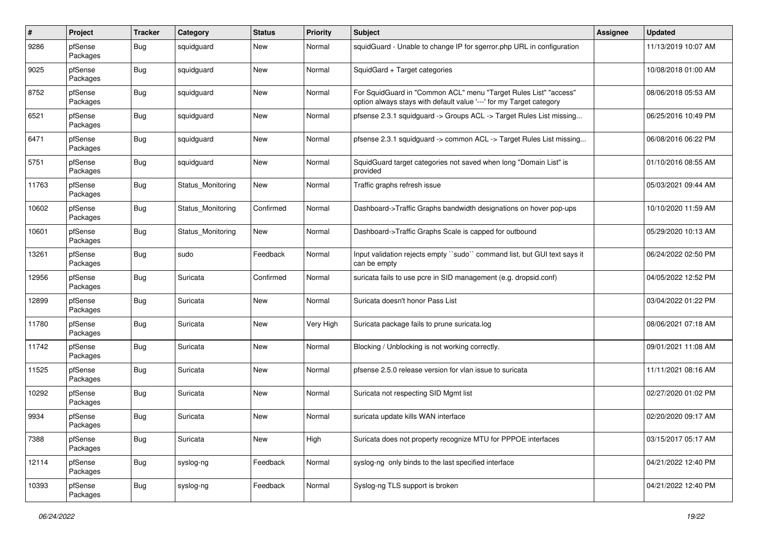| # | Project | Tracker | Category | Status | Priority | Subject | Assignee | Updated |
|---|---|---|---|---|---|---|---|---|
| 9286 | pfSense Packages | Bug | squidguard | New | Normal | squidGuard - Unable to change IP for sgerror.php URL in configuration | | 11/13/2019 10:07 AM |
| 9025 | pfSense Packages | Bug | squidguard | New | Normal | SquidGard + Target categories | | 10/08/2018 01:00 AM |
| 8752 | pfSense Packages | Bug | squidguard | New | Normal | For SquidGuard in "Common ACL" menu "Target Rules List" "access" option always stays with default value '---' for my Target category | | 08/06/2018 05:53 AM |
| 6521 | pfSense Packages | Bug | squidguard | New | Normal | pfsense 2.3.1 squidguard -> Groups ACL -> Target Rules List missing... | | 06/25/2016 10:49 PM |
| 6471 | pfSense Packages | Bug | squidguard | New | Normal | pfsense 2.3.1 squidguard -> common ACL -> Target Rules List missing... | | 06/08/2016 06:22 PM |
| 5751 | pfSense Packages | Bug | squidguard | New | Normal | SquidGuard target categories not saved when long "Domain List" is provided | | 01/10/2016 08:55 AM |
| 11763 | pfSense Packages | Bug | Status_Monitoring | New | Normal | Traffic graphs refresh issue | | 05/03/2021 09:44 AM |
| 10602 | pfSense Packages | Bug | Status_Monitoring | Confirmed | Normal | Dashboard->Traffic Graphs bandwidth designations on hover pop-ups | | 10/10/2020 11:59 AM |
| 10601 | pfSense Packages | Bug | Status_Monitoring | New | Normal | Dashboard->Traffic Graphs Scale is capped for outbound | | 05/29/2020 10:13 AM |
| 13261 | pfSense Packages | Bug | sudo | Feedback | Normal | Input validation rejects empty ``sudo`` command list, but GUI text says it can be empty | | 06/24/2022 02:50 PM |
| 12956 | pfSense Packages | Bug | Suricata | Confirmed | Normal | suricata fails to use pcre in SID management (e.g. dropsid.conf) | | 04/05/2022 12:52 PM |
| 12899 | pfSense Packages | Bug | Suricata | New | Normal | Suricata doesn't honor Pass List | | 03/04/2022 01:22 PM |
| 11780 | pfSense Packages | Bug | Suricata | New | Very High | Suricata package fails to prune suricata.log | | 08/06/2021 07:18 AM |
| 11742 | pfSense Packages | Bug | Suricata | New | Normal | Blocking / Unblocking is not working correctly. | | 09/01/2021 11:08 AM |
| 11525 | pfSense Packages | Bug | Suricata | New | Normal | pfsense 2.5.0 release version for vlan issue to suricata | | 11/11/2021 08:16 AM |
| 10292 | pfSense Packages | Bug | Suricata | New | Normal | Suricata not respecting SID Mgmt list | | 02/27/2020 01:02 PM |
| 9934 | pfSense Packages | Bug | Suricata | New | Normal | suricata update kills WAN interface | | 02/20/2020 09:17 AM |
| 7388 | pfSense Packages | Bug | Suricata | New | High | Suricata does not property recognize MTU for PPPOE interfaces | | 03/15/2017 05:17 AM |
| 12114 | pfSense Packages | Bug | syslog-ng | Feedback | Normal | syslog-ng only binds to the last specified interface | | 04/21/2022 12:40 PM |
| 10393 | pfSense Packages | Bug | syslog-ng | Feedback | Normal | Syslog-ng TLS support is broken | | 04/21/2022 12:40 PM |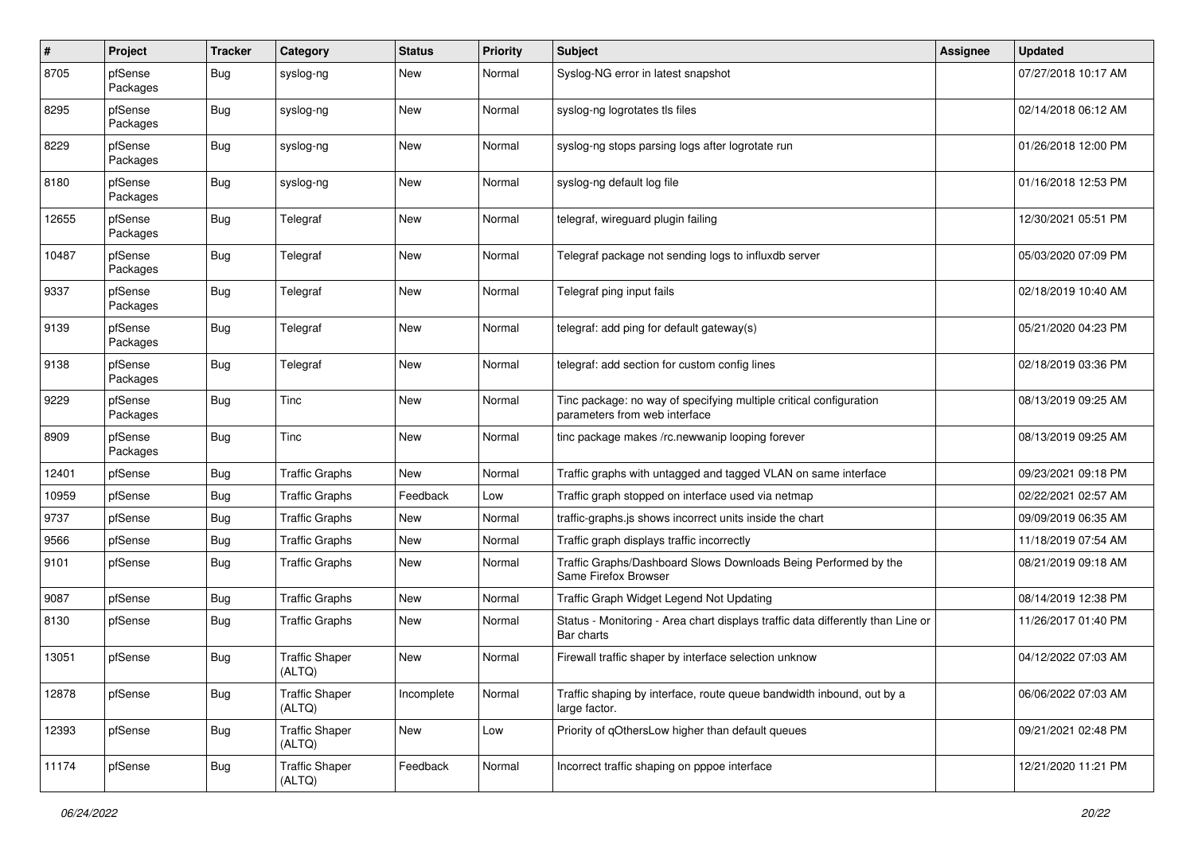| # | Project | Tracker | Category | Status | Priority | Subject | Assignee | Updated |
|---|---|---|---|---|---|---|---|---|
| 8705 | pfSense Packages | Bug | syslog-ng | New | Normal | Syslog-NG error in latest snapshot | | 07/27/2018 10:17 AM |
| 8295 | pfSense Packages | Bug | syslog-ng | New | Normal | syslog-ng logrotates tls files | | 02/14/2018 06:12 AM |
| 8229 | pfSense Packages | Bug | syslog-ng | New | Normal | syslog-ng stops parsing logs after logrotate run | | 01/26/2018 12:00 PM |
| 8180 | pfSense Packages | Bug | syslog-ng | New | Normal | syslog-ng default log file | | 01/16/2018 12:53 PM |
| 12655 | pfSense Packages | Bug | Telegraf | New | Normal | telegraf, wireguard plugin failing | | 12/30/2021 05:51 PM |
| 10487 | pfSense Packages | Bug | Telegraf | New | Normal | Telegraf package not sending logs to influxdb server | | 05/03/2020 07:09 PM |
| 9337 | pfSense Packages | Bug | Telegraf | New | Normal | Telegraf ping input fails | | 02/18/2019 10:40 AM |
| 9139 | pfSense Packages | Bug | Telegraf | New | Normal | telegraf: add ping for default gateway(s) | | 05/21/2020 04:23 PM |
| 9138 | pfSense Packages | Bug | Telegraf | New | Normal | telegraf: add section for custom config lines | | 02/18/2019 03:36 PM |
| 9229 | pfSense Packages | Bug | Tinc | New | Normal | Tinc package: no way of specifying multiple critical configuration parameters from web interface | | 08/13/2019 09:25 AM |
| 8909 | pfSense Packages | Bug | Tinc | New | Normal | tinc package makes /rc.newwanip looping forever | | 08/13/2019 09:25 AM |
| 12401 | pfSense | Bug | Traffic Graphs | New | Normal | Traffic graphs with untagged and tagged VLAN on same interface | | 09/23/2021 09:18 PM |
| 10959 | pfSense | Bug | Traffic Graphs | Feedback | Low | Traffic graph stopped on interface used via netmap | | 02/22/2021 02:57 AM |
| 9737 | pfSense | Bug | Traffic Graphs | New | Normal | traffic-graphs.js shows incorrect units inside the chart | | 09/09/2019 06:35 AM |
| 9566 | pfSense | Bug | Traffic Graphs | New | Normal | Traffic graph displays traffic incorrectly | | 11/18/2019 07:54 AM |
| 9101 | pfSense | Bug | Traffic Graphs | New | Normal | Traffic Graphs/Dashboard Slows Downloads Being Performed by the Same Firefox Browser | | 08/21/2019 09:18 AM |
| 9087 | pfSense | Bug | Traffic Graphs | New | Normal | Traffic Graph Widget Legend Not Updating | | 08/14/2019 12:38 PM |
| 8130 | pfSense | Bug | Traffic Graphs | New | Normal | Status - Monitoring - Area chart displays traffic data differently than Line or Bar charts | | 11/26/2017 01:40 PM |
| 13051 | pfSense | Bug | Traffic Shaper (ALTQ) | New | Normal | Firewall traffic shaper by interface selection unknow | | 04/12/2022 07:03 AM |
| 12878 | pfSense | Bug | Traffic Shaper (ALTQ) | Incomplete | Normal | Traffic shaping by interface, route queue bandwidth inbound, out by a large factor. | | 06/06/2022 07:03 AM |
| 12393 | pfSense | Bug | Traffic Shaper (ALTQ) | New | Low | Priority of qOthersLow higher than default queues | | 09/21/2021 02:48 PM |
| 11174 | pfSense | Bug | Traffic Shaper (ALTQ) | Feedback | Normal | Incorrect traffic shaping on pppoe interface | | 12/21/2020 11:21 PM |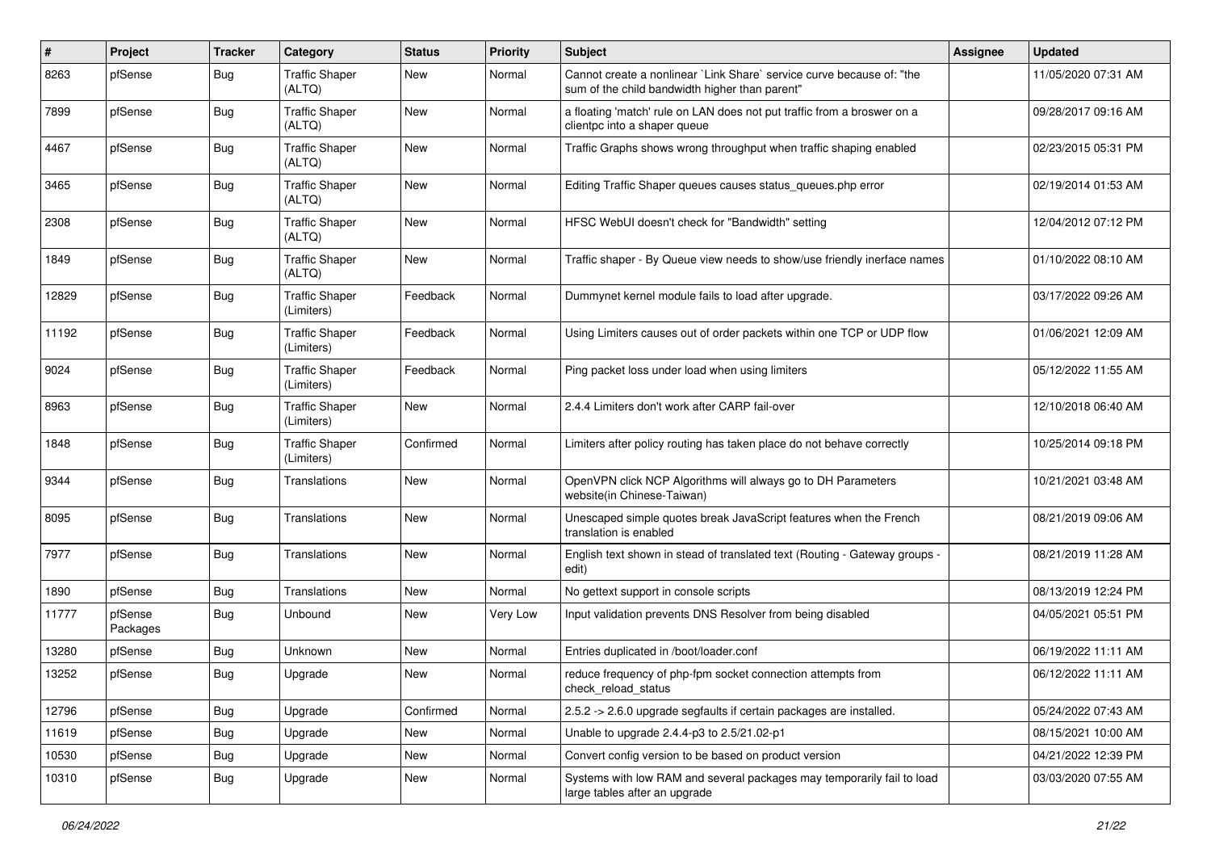| # | Project | Tracker | Category | Status | Priority | Subject | Assignee | Updated |
|---|---|---|---|---|---|---|---|---|
| 8263 | pfSense | Bug | Traffic Shaper (ALTQ) | New | Normal | Cannot create a nonlinear `Link Share` service curve because of: "the sum of the child bandwidth higher than parent" | | 11/05/2020 07:31 AM |
| 7899 | pfSense | Bug | Traffic Shaper (ALTQ) | New | Normal | a floating 'match' rule on LAN does not put traffic from a broswer on a clientpc into a shaper queue | | 09/28/2017 09:16 AM |
| 4467 | pfSense | Bug | Traffic Shaper (ALTQ) | New | Normal | Traffic Graphs shows wrong throughput when traffic shaping enabled | | 02/23/2015 05:31 PM |
| 3465 | pfSense | Bug | Traffic Shaper (ALTQ) | New | Normal | Editing Traffic Shaper queues causes status_queues.php error | | 02/19/2014 01:53 AM |
| 2308 | pfSense | Bug | Traffic Shaper (ALTQ) | New | Normal | HFSC WebUI doesn't check for "Bandwidth" setting | | 12/04/2012 07:12 PM |
| 1849 | pfSense | Bug | Traffic Shaper (ALTQ) | New | Normal | Traffic shaper - By Queue view needs to show/use friendly inerface names | | 01/10/2022 08:10 AM |
| 12829 | pfSense | Bug | Traffic Shaper (Limiters) | Feedback | Normal | Dummynet kernel module fails to load after upgrade. | | 03/17/2022 09:26 AM |
| 11192 | pfSense | Bug | Traffic Shaper (Limiters) | Feedback | Normal | Using Limiters causes out of order packets within one TCP or UDP flow | | 01/06/2021 12:09 AM |
| 9024 | pfSense | Bug | Traffic Shaper (Limiters) | Feedback | Normal | Ping packet loss under load when using limiters | | 05/12/2022 11:55 AM |
| 8963 | pfSense | Bug | Traffic Shaper (Limiters) | New | Normal | 2.4.4 Limiters don't work after CARP fail-over | | 12/10/2018 06:40 AM |
| 1848 | pfSense | Bug | Traffic Shaper (Limiters) | Confirmed | Normal | Limiters after policy routing has taken place do not behave correctly | | 10/25/2014 09:18 PM |
| 9344 | pfSense | Bug | Translations | New | Normal | OpenVPN click NCP Algorithms will always go to DH Parameters website(in Chinese-Taiwan) | | 10/21/2021 03:48 AM |
| 8095 | pfSense | Bug | Translations | New | Normal | Unescaped simple quotes break JavaScript features when the French translation is enabled | | 08/21/2019 09:06 AM |
| 7977 | pfSense | Bug | Translations | New | Normal | English text shown in stead of translated text (Routing - Gateway groups - edit) | | 08/21/2019 11:28 AM |
| 1890 | pfSense | Bug | Translations | New | Normal | No gettext support in console scripts | | 08/13/2019 12:24 PM |
| 11777 | pfSense Packages | Bug | Unbound | New | Very Low | Input validation prevents DNS Resolver from being disabled | | 04/05/2021 05:51 PM |
| 13280 | pfSense | Bug | Unknown | New | Normal | Entries duplicated in /boot/loader.conf | | 06/19/2022 11:11 AM |
| 13252 | pfSense | Bug | Upgrade | New | Normal | reduce frequency of php-fpm socket connection attempts from check_reload_status | | 06/12/2022 11:11 AM |
| 12796 | pfSense | Bug | Upgrade | Confirmed | Normal | 2.5.2 -> 2.6.0 upgrade segfaults if certain packages are installed. | | 05/24/2022 07:43 AM |
| 11619 | pfSense | Bug | Upgrade | New | Normal | Unable to upgrade 2.4.4-p3 to 2.5/21.02-p1 | | 08/15/2021 10:00 AM |
| 10530 | pfSense | Bug | Upgrade | New | Normal | Convert config version to be based on product version | | 04/21/2022 12:39 PM |
| 10310 | pfSense | Bug | Upgrade | New | Normal | Systems with low RAM and several packages may temporarily fail to load large tables after an upgrade | | 03/03/2020 07:55 AM |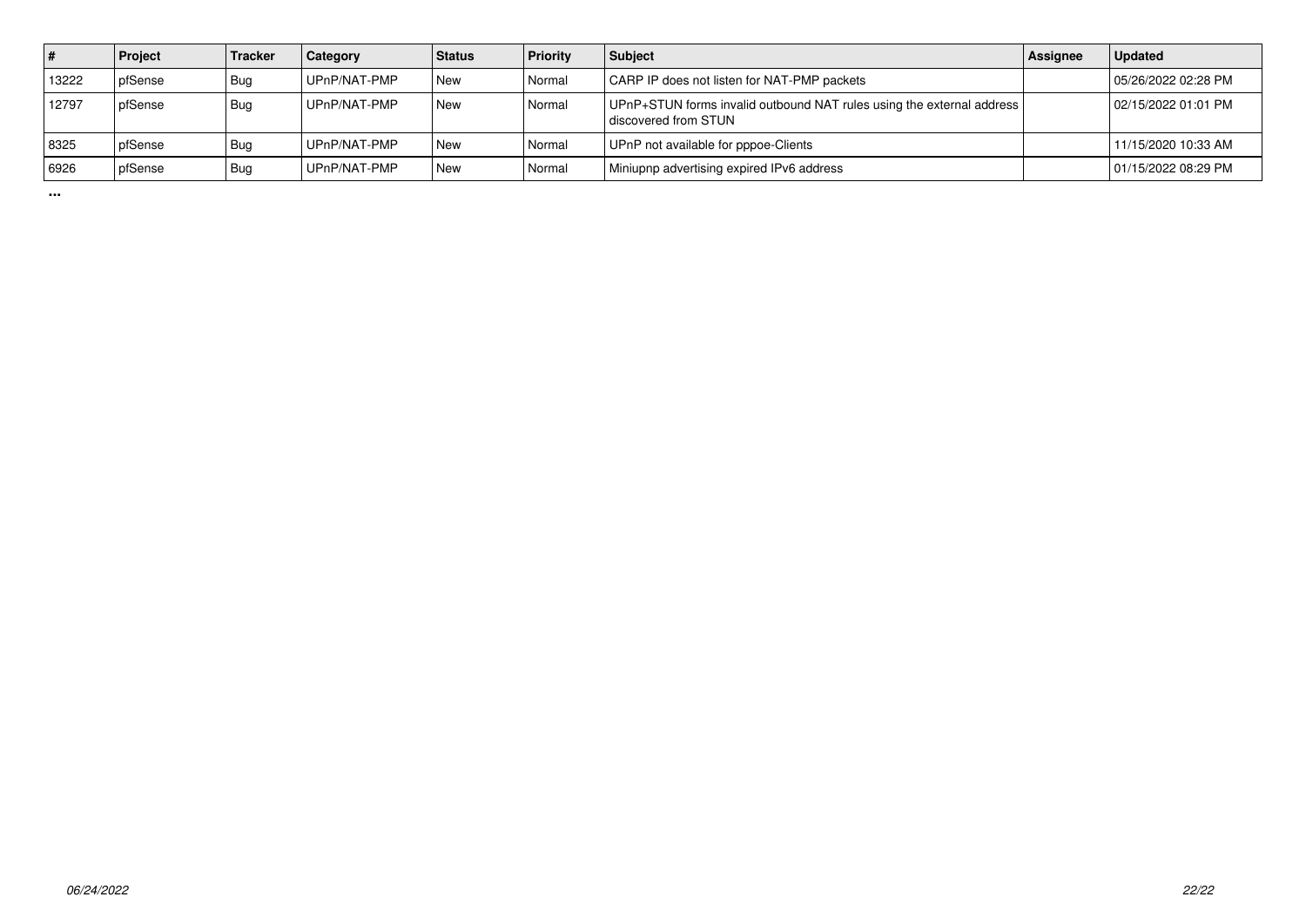| # | Project | Tracker | Category | Status | Priority | Subject | Assignee | Updated |
|---|---|---|---|---|---|---|---|---|
| 13222 | pfSense | Bug | UPnP/NAT-PMP | New | Normal | CARP IP does not listen for NAT-PMP packets | | 05/26/2022 02:28 PM |
| 12797 | pfSense | Bug | UPnP/NAT-PMP | New | Normal | UPnP+STUN forms invalid outbound NAT rules using the external address discovered from STUN | | 02/15/2022 01:01 PM |
| 8325 | pfSense | Bug | UPnP/NAT-PMP | New | Normal | UPnP not available for pppoe-Clients | | 11/15/2020 10:33 AM |
| 6926 | pfSense | Bug | UPnP/NAT-PMP | New | Normal | Miniupnp advertising expired IPv6 address | | 01/15/2022 08:29 PM |

...